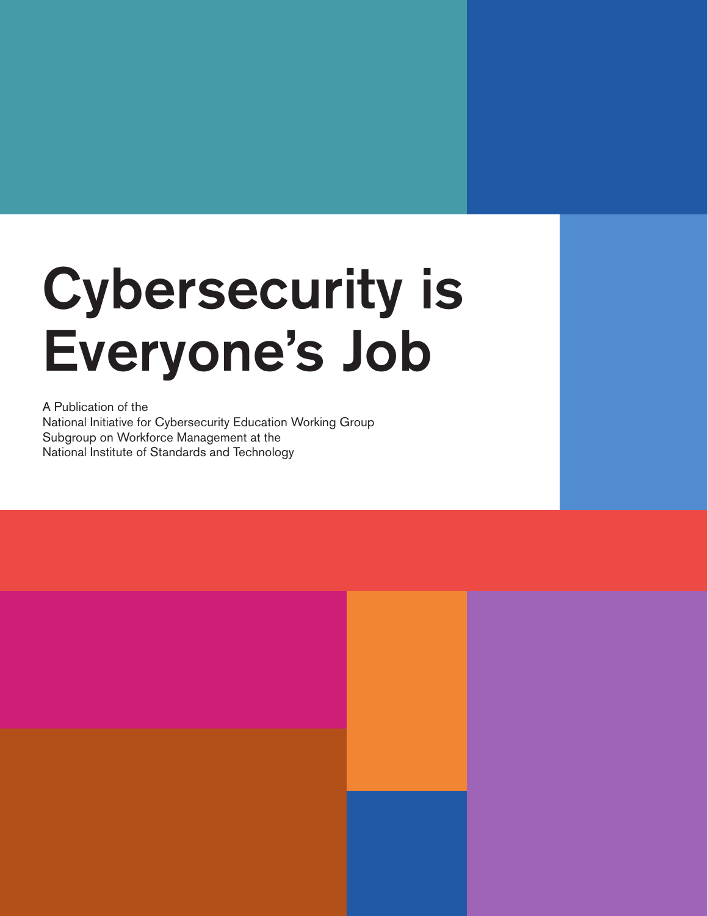# Cybersecurity is Everyone's Job

A Publication of the
National Initiative for Cybersecurity Education Working Group
Subgroup on Workforce Management at the
National Institute of Standards and Technology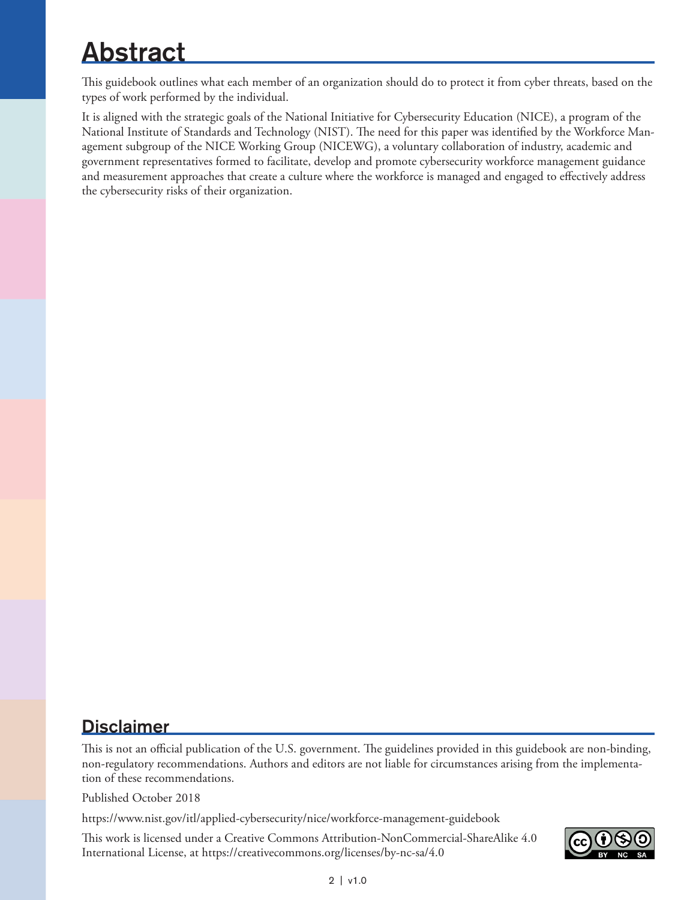# Abstract

This guidebook outlines what each member of an organization should do to protect it from cyber threats, based on the types of work performed by the individual.

It is aligned with the strategic goals of the National Initiative for Cybersecurity Education (NICE), a program of the National Institute of Standards and Technology (NIST). The need for this paper was identified by the Workforce Management subgroup of the NICE Working Group (NICEWG), a voluntary collaboration of industry, academic and government representatives formed to facilitate, develop and promote cybersecurity workforce management guidance and measurement approaches that create a culture where the workforce is managed and engaged to effectively address the cybersecurity risks of their organization.

# Disclaimer

This is not an official publication of the U.S. government. The guidelines provided in this guidebook are non-binding, non-regulatory recommendations. Authors and editors are not liable for circumstances arising from the implementation of these recommendations.

Published October 2018

https://www.nist.gov/itl/applied-cybersecurity/nice/workforce-management-guidebook

This work is licensed under a Creative Commons Attribution-NonCommercial-ShareAlike 4.0 International License, at https://creativecommons.org/licenses/by-nc-sa/4.0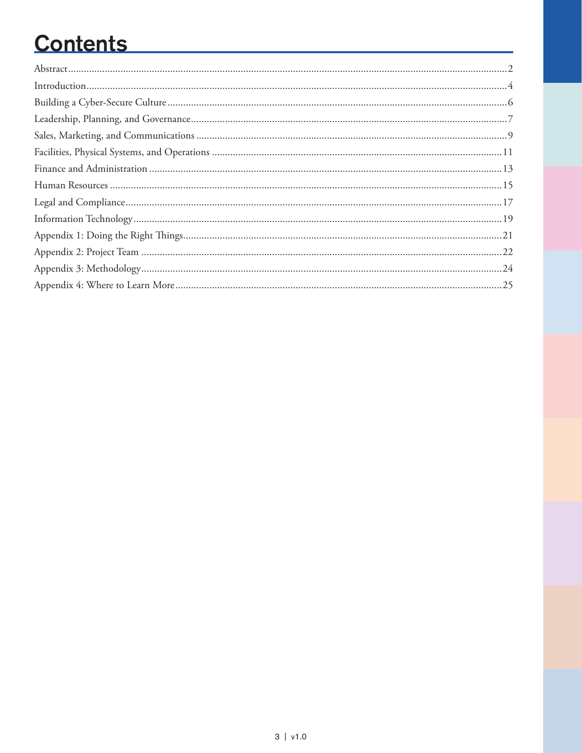# Contents

- Abstract ... 2
- Introduction ... 4
- Building a Cyber-Secure Culture ... 6
- Leadership, Planning, and Governance ... 7
- Sales, Marketing, and Communications ... 9
- Facilities, Physical Systems, and Operations ... 11
- Finance and Administration ... 13
- Human Resources ... 15
- Legal and Compliance ... 17
- Information Technology ... 19
- Appendix 1: Doing the Right Things ... 21
- Appendix 2: Project Team ... 22
- Appendix 3: Methodology ... 24
- Appendix 4: Where to Learn More ... 25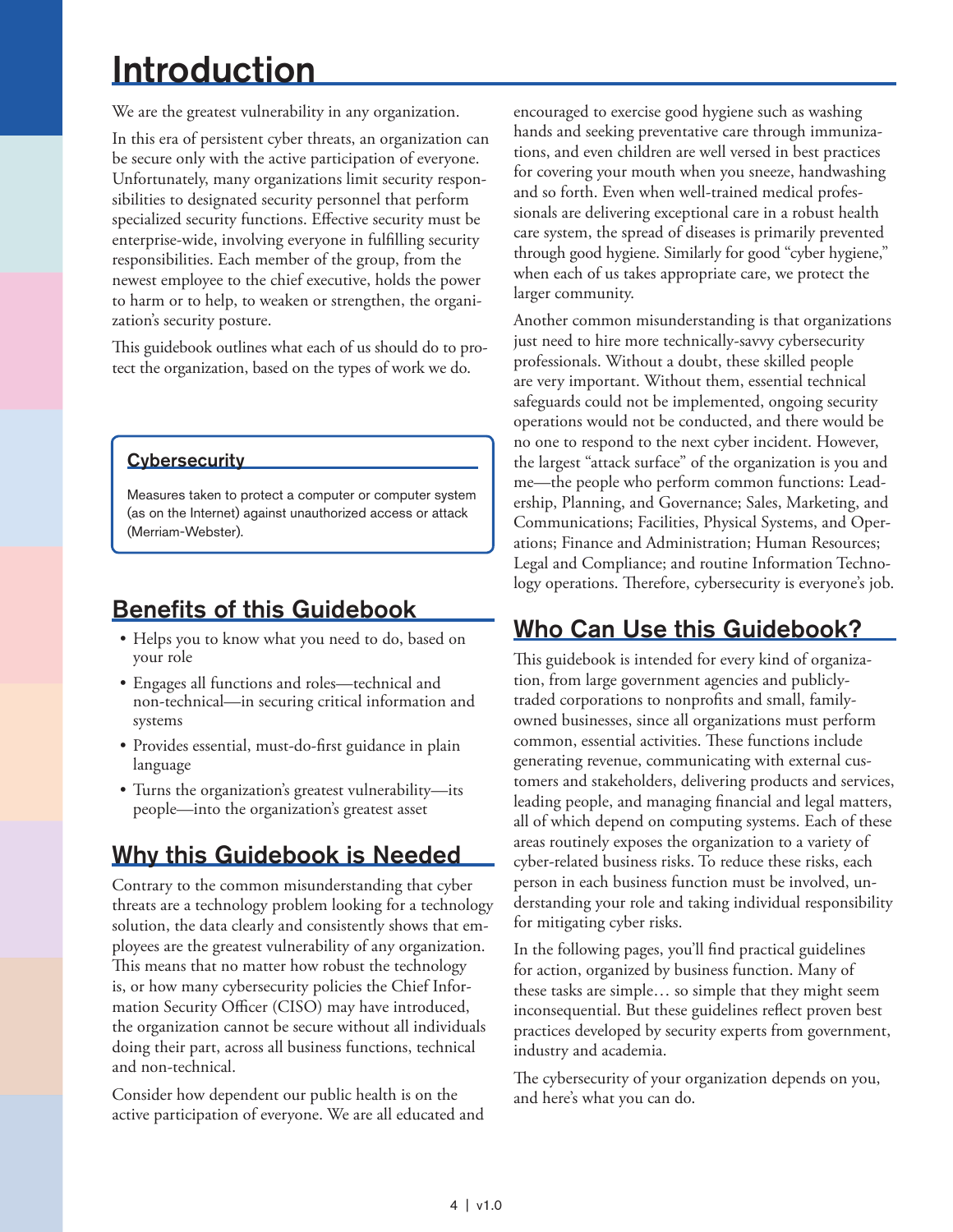# Introduction

We are the greatest vulnerability in any organization.

In this era of persistent cyber threats, an organization can be secure only with the active participation of everyone. Unfortunately, many organizations limit security responsibilities to designated security personnel that perform specialized security functions. Effective security must be enterprise-wide, involving everyone in fulfilling security responsibilities. Each member of the group, from the newest employee to the chief executive, holds the power to harm or to help, to weaken or strengthen, the organization's security posture.

This guidebook outlines what each of us should do to protect the organization, based on the types of work we do.

> **Cybersecurity**
>
> Measures taken to protect a computer or computer system (as on the Internet) against unauthorized access or attack (Merriam-Webster).

## Benefits of this Guidebook

- Helps you to know what you need to do, based on your role
- Engages all functions and roles—technical and non-technical—in securing critical information and systems
- Provides essential, must-do-first guidance in plain language
- Turns the organization's greatest vulnerability—its people—into the organization's greatest asset

## Why this Guidebook is Needed

Contrary to the common misunderstanding that cyber threats are a technology problem looking for a technology solution, the data clearly and consistently shows that employees are the greatest vulnerability of any organization. This means that no matter how robust the technology is, or how many cybersecurity policies the Chief Information Security Officer (CISO) may have introduced, the organization cannot be secure without all individuals doing their part, across all business functions, technical and non-technical.

Consider how dependent our public health is on the active participation of everyone. We are all educated and encouraged to exercise good hygiene such as washing hands and seeking preventative care through immunizations, and even children are well versed in best practices for covering your mouth when you sneeze, handwashing and so forth. Even when well-trained medical professionals are delivering exceptional care in a robust health care system, the spread of diseases is primarily prevented through good hygiene. Similarly for good "cyber hygiene," when each of us takes appropriate care, we protect the larger community.

Another common misunderstanding is that organizations just need to hire more technically-savvy cybersecurity professionals. Without a doubt, these skilled people are very important. Without them, essential technical safeguards could not be implemented, ongoing security operations would not be conducted, and there would be no one to respond to the next cyber incident. However, the largest "attack surface" of the organization is you and me—the people who perform common functions: Leadership, Planning, and Governance; Sales, Marketing, and Communications; Facilities, Physical Systems, and Operations; Finance and Administration; Human Resources; Legal and Compliance; and routine Information Technology operations. Therefore, cybersecurity is everyone's job.

## Who Can Use this Guidebook?

This guidebook is intended for every kind of organization, from large government agencies and publicly-traded corporations to nonprofits and small, family-owned businesses, since all organizations must perform common, essential activities. These functions include generating revenue, communicating with external customers and stakeholders, delivering products and services, leading people, and managing financial and legal matters, all of which depend on computing systems. Each of these areas routinely exposes the organization to a variety of cyber-related business risks. To reduce these risks, each person in each business function must be involved, understanding your role and taking individual responsibility for mitigating cyber risks.

In the following pages, you'll find practical guidelines for action, organized by business function. Many of these tasks are simple… so simple that they might seem inconsequential. But these guidelines reflect proven best practices developed by security experts from government, industry and academia.

The cybersecurity of your organization depends on you, and here's what you can do.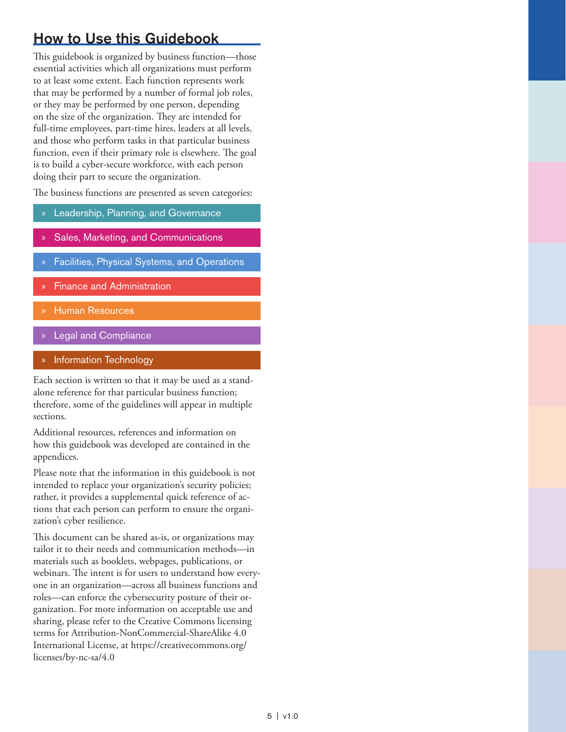## How to Use this Guidebook

This guidebook is organized by business function—those essential activities which all organizations must perform to at least some extent. Each function represents work that may be performed by a number of formal job roles, or they may be performed by one person, depending on the size of the organization. They are intended for full-time employees, part-time hires, leaders at all levels, and those who perform tasks in that particular business function, even if their primary role is elsewhere. The goal is to build a cyber-secure workforce, with each person doing their part to secure the organization.

The business functions are presented as seven categories:

- Leadership, Planning, and Governance
- Sales, Marketing, and Communications
- Facilities, Physical Systems, and Operations
- Finance and Administration
- Human Resources
- Legal and Compliance
- Information Technology

Each section is written so that it may be used as a stand-alone reference for that particular business function; therefore, some of the guidelines will appear in multiple sections.

Additional resources, references and information on how this guidebook was developed are contained in the appendices.

Please note that the information in this guidebook is not intended to replace your organization's security policies; rather, it provides a supplemental quick reference of actions that each person can perform to ensure the organization's cyber resilience.

This document can be shared as-is, or organizations may tailor it to their needs and communication methods—in materials such as booklets, webpages, publications, or webinars. The intent is for users to understand how everyone in an organization—across all business functions and roles—can enforce the cybersecurity posture of their organization. For more information on acceptable use and sharing, please refer to the Creative Commons licensing terms for Attribution-NonCommercial-ShareAlike 4.0 International License, at https://creativecommons.org/licenses/by-nc-sa/4.0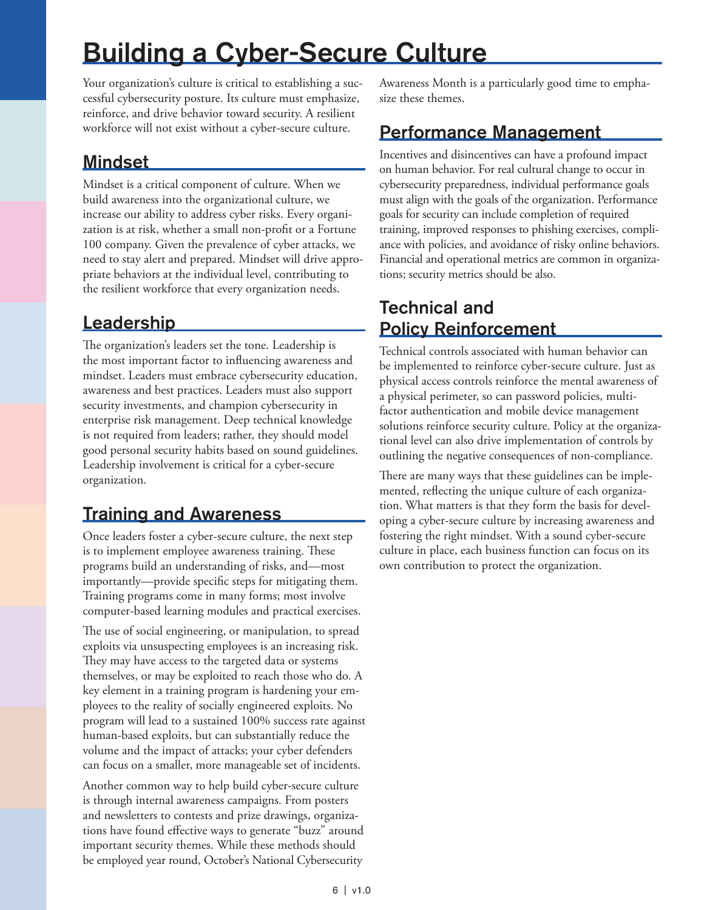# Building a Cyber-Secure Culture

Your organization's culture is critical to establishing a successful cybersecurity posture. Its culture must emphasize, reinforce, and drive behavior toward security. A resilient workforce will not exist without a cyber-secure culture.

## Mindset

Mindset is a critical component of culture. When we build awareness into the organizational culture, we increase our ability to address cyber risks. Every organization is at risk, whether a small non-profit or a Fortune 100 company. Given the prevalence of cyber attacks, we need to stay alert and prepared. Mindset will drive appropriate behaviors at the individual level, contributing to the resilient workforce that every organization needs.

## Leadership

The organization's leaders set the tone. Leadership is the most important factor to influencing awareness and mindset. Leaders must embrace cybersecurity education, awareness and best practices. Leaders must also support security investments, and champion cybersecurity in enterprise risk management. Deep technical knowledge is not required from leaders; rather, they should model good personal security habits based on sound guidelines. Leadership involvement is critical for a cyber-secure organization.

## Training and Awareness

Once leaders foster a cyber-secure culture, the next step is to implement employee awareness training. These programs build an understanding of risks, and—most importantly—provide specific steps for mitigating them. Training programs come in many forms; most involve computer-based learning modules and practical exercises.

The use of social engineering, or manipulation, to spread exploits via unsuspecting employees is an increasing risk. They may have access to the targeted data or systems themselves, or may be exploited to reach those who do. A key element in a training program is hardening your employees to the reality of socially engineered exploits. No program will lead to a sustained 100% success rate against human-based exploits, but can substantially reduce the volume and the impact of attacks; your cyber defenders can focus on a smaller, more manageable set of incidents.

Another common way to help build cyber-secure culture is through internal awareness campaigns. From posters and newsletters to contests and prize drawings, organizations have found effective ways to generate "buzz" around important security themes. While these methods should be employed year round, October's National Cybersecurity Awareness Month is a particularly good time to emphasize these themes.

## Performance Management

Incentives and disincentives can have a profound impact on human behavior. For real cultural change to occur in cybersecurity preparedness, individual performance goals must align with the goals of the organization. Performance goals for security can include completion of required training, improved responses to phishing exercises, compliance with policies, and avoidance of risky online behaviors. Financial and operational metrics are common in organizations; security metrics should be also.

## Technical and Policy Reinforcement

Technical controls associated with human behavior can be implemented to reinforce cyber-secure culture. Just as physical access controls reinforce the mental awareness of a physical perimeter, so can password policies, multi-factor authentication and mobile device management solutions reinforce security culture. Policy at the organizational level can also drive implementation of controls by outlining the negative consequences of non-compliance.

There are many ways that these guidelines can be implemented, reflecting the unique culture of each organization. What matters is that they form the basis for developing a cyber-secure culture by increasing awareness and fostering the right mindset. With a sound cyber-secure culture in place, each business function can focus on its own contribution to protect the organization.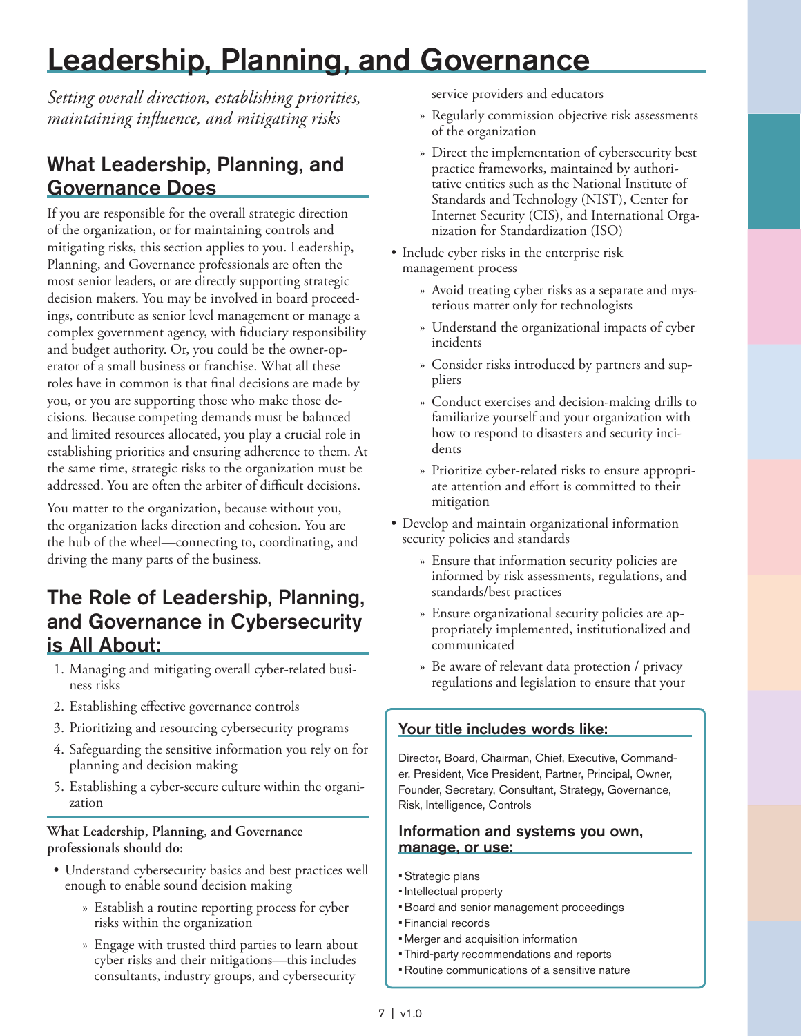# Leadership, Planning, and Governance

*Setting overall direction, establishing priorities, maintaining influence, and mitigating risks*

## What Leadership, Planning, and Governance Does

If you are responsible for the overall strategic direction of the organization, or for maintaining controls and mitigating risks, this section applies to you. Leadership, Planning, and Governance professionals are often the most senior leaders, or are directly supporting strategic decision makers. You may be involved in board proceedings, contribute as senior level management or manage a complex government agency, with fiduciary responsibility and budget authority. Or, you could be the owner-operator of a small business or franchise. What all these roles have in common is that final decisions are made by you, or you are supporting those who make those decisions. Because competing demands must be balanced and limited resources allocated, you play a crucial role in establishing priorities and ensuring adherence to them. At the same time, strategic risks to the organization must be addressed. You are often the arbiter of difficult decisions.

You matter to the organization, because without you, the organization lacks direction and cohesion. You are the hub of the wheel—connecting to, coordinating, and driving the many parts of the business.

## The Role of Leadership, Planning, and Governance in Cybersecurity is All About:

1. Managing and mitigating overall cyber-related business risks
2. Establishing effective governance controls
3. Prioritizing and resourcing cybersecurity programs
4. Safeguarding the sensitive information you rely on for planning and decision making
5. Establishing a cyber-secure culture within the organization

**What Leadership, Planning, and Governance professionals should do:**

- Understand cybersecurity basics and best practices well enough to enable sound decision making
  - Establish a routine reporting process for cyber risks within the organization
  - Engage with trusted third parties to learn about cyber risks and their mitigations—this includes consultants, industry groups, and cybersecurity service providers and educators
  - Regularly commission objective risk assessments of the organization
  - Direct the implementation of cybersecurity best practice frameworks, maintained by authoritative entities such as the National Institute of Standards and Technology (NIST), Center for Internet Security (CIS), and International Organization for Standardization (ISO)
- Include cyber risks in the enterprise risk management process
  - Avoid treating cyber risks as a separate and mysterious matter only for technologists
  - Understand the organizational impacts of cyber incidents
  - Consider risks introduced by partners and suppliers
  - Conduct exercises and decision-making drills to familiarize yourself and your organization with how to respond to disasters and security incidents
  - Prioritize cyber-related risks to ensure appropriate attention and effort is committed to their mitigation
- Develop and maintain organizational information security policies and standards
  - Ensure that information security policies are informed by risk assessments, regulations, and standards/best practices
  - Ensure organizational security policies are appropriately implemented, institutionalized and communicated
  - Be aware of relevant data protection / privacy regulations and legislation to ensure that your

### Your title includes words like:

Director, Board, Chairman, Chief, Executive, Commander, President, Vice President, Partner, Principal, Owner, Founder, Secretary, Consultant, Strategy, Governance, Risk, Intelligence, Controls

### Information and systems you own, manage, or use:

- Strategic plans
- Intellectual property
- Board and senior management proceedings
- Financial records
- Merger and acquisition information
- Third-party recommendations and reports
- Routine communications of a sensitive nature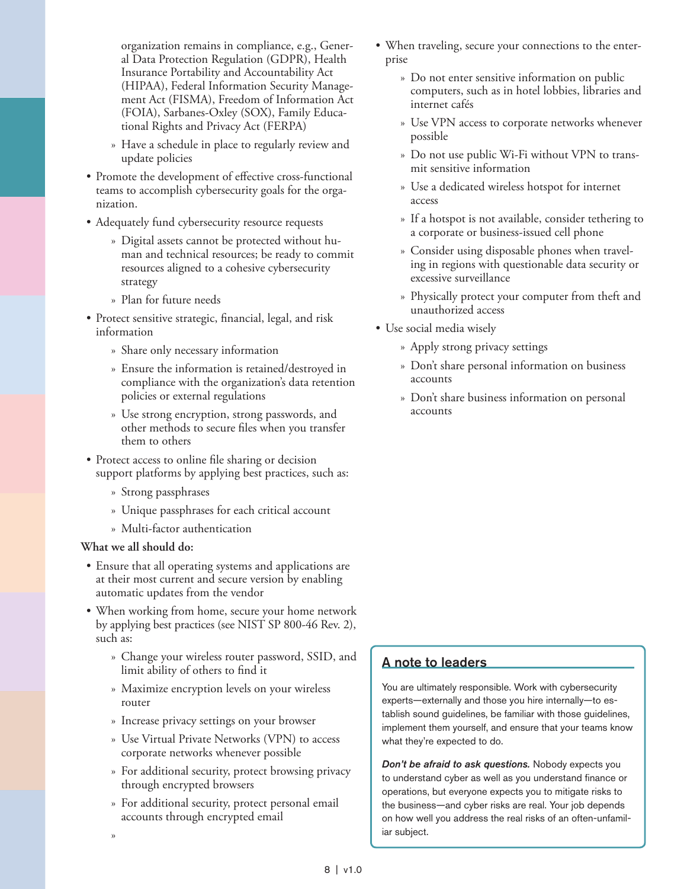organization remains in compliance, e.g., General Data Protection Regulation (GDPR), Health Insurance Portability and Accountability Act (HIPAA), Federal Information Security Management Act (FISMA), Freedom of Information Act (FOIA), Sarbanes-Oxley (SOX), Family Educational Rights and Privacy Act (FERPA)
  - Have a schedule in place to regularly review and update policies
- Promote the development of effective cross-functional teams to accomplish cybersecurity goals for the organization.
- Adequately fund cybersecurity resource requests
  - Digital assets cannot be protected without human and technical resources; be ready to commit resources aligned to a cohesive cybersecurity strategy
  - Plan for future needs
- Protect sensitive strategic, financial, legal, and risk information
  - Share only necessary information
  - Ensure the information is retained/destroyed in compliance with the organization's data retention policies or external regulations
  - Use strong encryption, strong passwords, and other methods to secure files when you transfer them to others
- Protect access to online file sharing or decision support platforms by applying best practices, such as:
  - Strong passphrases
  - Unique passphrases for each critical account
  - Multi-factor authentication

**What we all should do:**

- Ensure that all operating systems and applications are at their most current and secure version by enabling automatic updates from the vendor
- When working from home, secure your home network by applying best practices (see NIST SP 800-46 Rev. 2), such as:
  - Change your wireless router password, SSID, and limit ability of others to find it
  - Maximize encryption levels on your wireless router
  - Increase privacy settings on your browser
  - Use Virtual Private Networks (VPN) to access corporate networks whenever possible
  - For additional security, protect browsing privacy through encrypted browsers
  - For additional security, protect personal email accounts through encrypted email
- When traveling, secure your connections to the enterprise
  - Do not enter sensitive information on public computers, such as in hotel lobbies, libraries and internet cafés
  - Use VPN access to corporate networks whenever possible
  - Do not use public Wi-Fi without VPN to transmit sensitive information
  - Use a dedicated wireless hotspot for internet access
  - If a hotspot is not available, consider tethering to a corporate or business-issued cell phone
  - Consider using disposable phones when traveling in regions with questionable data security or excessive surveillance
  - Physically protect your computer from theft and unauthorized access
- Use social media wisely
  - Apply strong privacy settings
  - Don't share personal information on business accounts
  - Don't share business information on personal accounts

## A note to leaders

You are ultimately responsible. Work with cybersecurity experts—externally and those you hire internally—to establish sound guidelines, be familiar with those guidelines, implement them yourself, and ensure that your teams know what they're expected to do.

***Don't be afraid to ask questions.*** Nobody expects you to understand cyber as well as you understand finance or operations, but everyone expects you to mitigate risks to the business—and cyber risks are real. Your job depends on how well you address the real risks of an often-unfamiliar subject.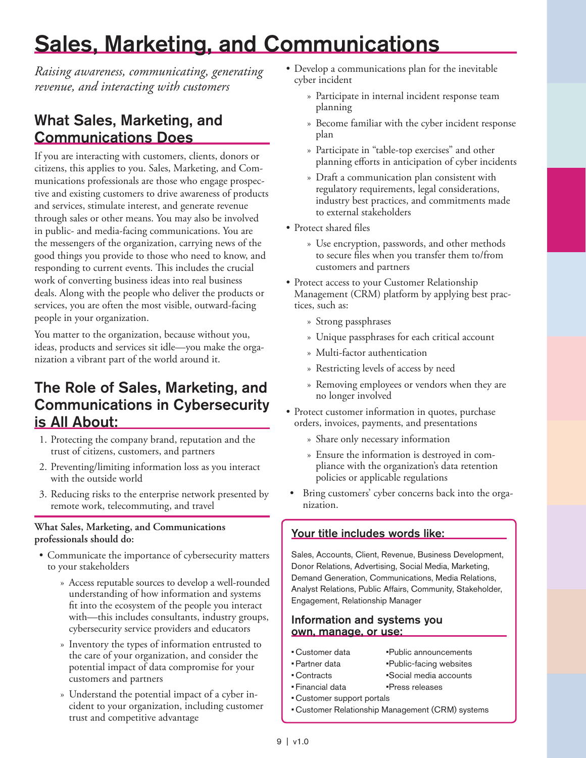# Sales, Marketing, and Communications

*Raising awareness, communicating, generating revenue, and interacting with customers*

## What Sales, Marketing, and Communications Does

If you are interacting with customers, clients, donors or citizens, this applies to you. Sales, Marketing, and Communications professionals are those who engage prospective and existing customers to drive awareness of products and services, stimulate interest, and generate revenue through sales or other means. You may also be involved in public- and media-facing communications. You are the messengers of the organization, carrying news of the good things you provide to those who need to know, and responding to current events. This includes the crucial work of converting business ideas into real business deals. Along with the people who deliver the products or services, you are often the most visible, outward-facing people in your organization.

You matter to the organization, because without you, ideas, products and services sit idle—you make the organization a vibrant part of the world around it.

## The Role of Sales, Marketing, and Communications in Cybersecurity is All About:

1. Protecting the company brand, reputation and the trust of citizens, customers, and partners
2. Preventing/limiting information loss as you interact with the outside world
3. Reducing risks to the enterprise network presented by remote work, telecommuting, and travel

**What Sales, Marketing, and Communications professionals should do:**

- Communicate the importance of cybersecurity matters to your stakeholders
  - Access reputable sources to develop a well-rounded understanding of how information and systems fit into the ecosystem of the people you interact with—this includes consultants, industry groups, cybersecurity service providers and educators
  - Inventory the types of information entrusted to the care of your organization, and consider the potential impact of data compromise for your customers and partners
  - Understand the potential impact of a cyber incident to your organization, including customer trust and competitive advantage
- Develop a communications plan for the inevitable cyber incident
  - Participate in internal incident response team planning
  - Become familiar with the cyber incident response plan
  - Participate in "table-top exercises" and other planning efforts in anticipation of cyber incidents
  - Draft a communication plan consistent with regulatory requirements, legal considerations, industry best practices, and commitments made to external stakeholders
- Protect shared files
  - Use encryption, passwords, and other methods to secure files when you transfer them to/from customers and partners
- Protect access to your Customer Relationship Management (CRM) platform by applying best practices, such as:
  - Strong passphrases
  - Unique passphrases for each critical account
  - Multi-factor authentication
  - Restricting levels of access by need
  - Removing employees or vendors when they are no longer involved
- Protect customer information in quotes, purchase orders, invoices, payments, and presentations
  - Share only necessary information
  - Ensure the information is destroyed in compliance with the organization's data retention policies or applicable regulations
- Bring customers' cyber concerns back into the organization.

### Your title includes words like:

Sales, Accounts, Client, Revenue, Business Development, Donor Relations, Advertising, Social Media, Marketing, Demand Generation, Communications, Media Relations, Analyst Relations, Public Affairs, Community, Stakeholder, Engagement, Relationship Manager

### Information and systems you own, manage, or use:

- Customer data
- Partner data
- Contracts
- Financial data
- Customer support portals
- Customer Relationship Management (CRM) systems
- Public announcements
- Public-facing websites
- Social media accounts
- Press releases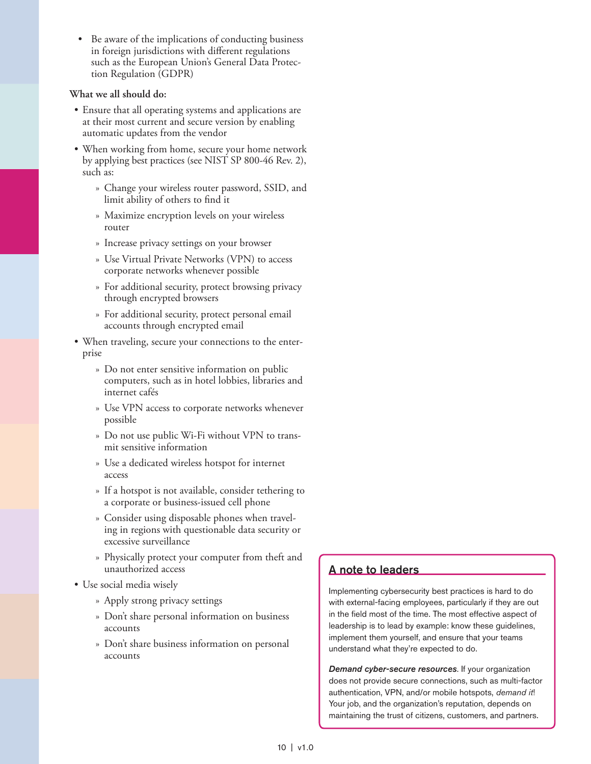- Be aware of the implications of conducting business in foreign jurisdictions with different regulations such as the European Union's General Data Protection Regulation (GDPR)

**What we all should do:**

- Ensure that all operating systems and applications are at their most current and secure version by enabling automatic updates from the vendor
- When working from home, secure your home network by applying best practices (see NIST SP 800-46 Rev. 2), such as:
  - Change your wireless router password, SSID, and limit ability of others to find it
  - Maximize encryption levels on your wireless router
  - Increase privacy settings on your browser
  - Use Virtual Private Networks (VPN) to access corporate networks whenever possible
  - For additional security, protect browsing privacy through encrypted browsers
  - For additional security, protect personal email accounts through encrypted email
- When traveling, secure your connections to the enterprise
  - Do not enter sensitive information on public computers, such as in hotel lobbies, libraries and internet cafés
  - Use VPN access to corporate networks whenever possible
  - Do not use public Wi-Fi without VPN to transmit sensitive information
  - Use a dedicated wireless hotspot for internet access
  - If a hotspot is not available, consider tethering to a corporate or business-issued cell phone
  - Consider using disposable phones when traveling in regions with questionable data security or excessive surveillance
  - Physically protect your computer from theft and unauthorized access
- Use social media wisely
  - Apply strong privacy settings
  - Don't share personal information on business accounts
  - Don't share business information on personal accounts

## A note to leaders

Implementing cybersecurity best practices is hard to do with external-facing employees, particularly if they are out in the field most of the time. The most effective aspect of leadership is to lead by example: know these guidelines, implement them yourself, and ensure that your teams understand what they're expected to do.

***Demand cyber-secure resources***. If your organization does not provide secure connections, such as multi-factor authentication, VPN, and/or mobile hotspots, *demand it*! Your job, and the organization's reputation, depends on maintaining the trust of citizens, customers, and partners.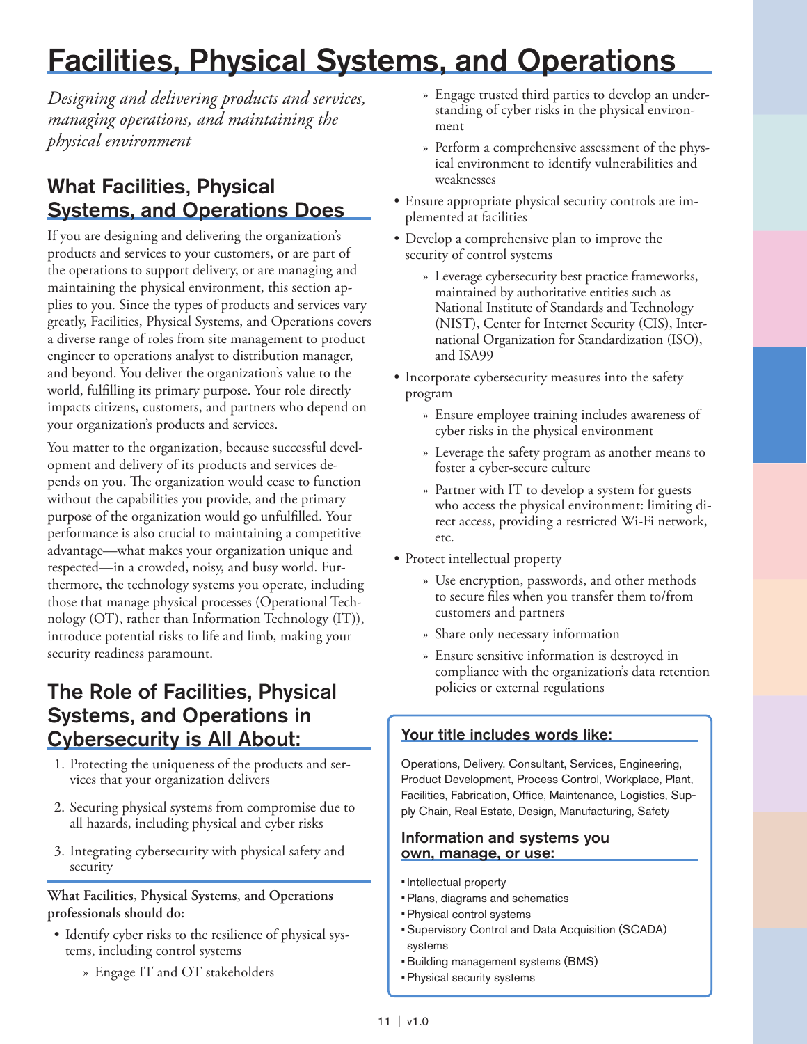# Facilities, Physical Systems, and Operations

*Designing and delivering products and services, managing operations, and maintaining the physical environment*

## What Facilities, Physical Systems, and Operations Does

If you are designing and delivering the organization's products and services to your customers, or are part of the operations to support delivery, or are managing and maintaining the physical environment, this section applies to you. Since the types of products and services vary greatly, Facilities, Physical Systems, and Operations covers a diverse range of roles from site management to product engineer to operations analyst to distribution manager, and beyond. You deliver the organization's value to the world, fulfilling its primary purpose. Your role directly impacts citizens, customers, and partners who depend on your organization's products and services.

You matter to the organization, because successful development and delivery of its products and services depends on you. The organization would cease to function without the capabilities you provide, and the primary purpose of the organization would go unfulfilled. Your performance is also crucial to maintaining a competitive advantage—what makes your organization unique and respected—in a crowded, noisy, and busy world. Furthermore, the technology systems you operate, including those that manage physical processes (Operational Technology (OT), rather than Information Technology (IT)), introduce potential risks to life and limb, making your security readiness paramount.

## The Role of Facilities, Physical Systems, and Operations in Cybersecurity is All About:

1. Protecting the uniqueness of the products and services that your organization delivers
2. Securing physical systems from compromise due to all hazards, including physical and cyber risks
3. Integrating cybersecurity with physical safety and security

**What Facilities, Physical Systems, and Operations professionals should do:**

- Identify cyber risks to the resilience of physical systems, including control systems
    - Engage IT and OT stakeholders
    - Engage trusted third parties to develop an understanding of cyber risks in the physical environment
    - Perform a comprehensive assessment of the physical environment to identify vulnerabilities and weaknesses
- Ensure appropriate physical security controls are implemented at facilities
- Develop a comprehensive plan to improve the security of control systems
    - Leverage cybersecurity best practice frameworks, maintained by authoritative entities such as National Institute of Standards and Technology (NIST), Center for Internet Security (CIS), International Organization for Standardization (ISO), and ISA99
- Incorporate cybersecurity measures into the safety program
    - Ensure employee training includes awareness of cyber risks in the physical environment
    - Leverage the safety program as another means to foster a cyber-secure culture
    - Partner with IT to develop a system for guests who access the physical environment: limiting direct access, providing a restricted Wi-Fi network, etc.
- Protect intellectual property
    - Use encryption, passwords, and other methods to secure files when you transfer them to/from customers and partners
    - Share only necessary information
    - Ensure sensitive information is destroyed in compliance with the organization's data retention policies or external regulations

### Your title includes words like:

Operations, Delivery, Consultant, Services, Engineering, Product Development, Process Control, Workplace, Plant, Facilities, Fabrication, Office, Maintenance, Logistics, Supply Chain, Real Estate, Design, Manufacturing, Safety

### Information and systems you own, manage, or use:

- Intellectual property
- Plans, diagrams and schematics
- Physical control systems
- Supervisory Control and Data Acquisition (SCADA) systems
- Building management systems (BMS)
- Physical security systems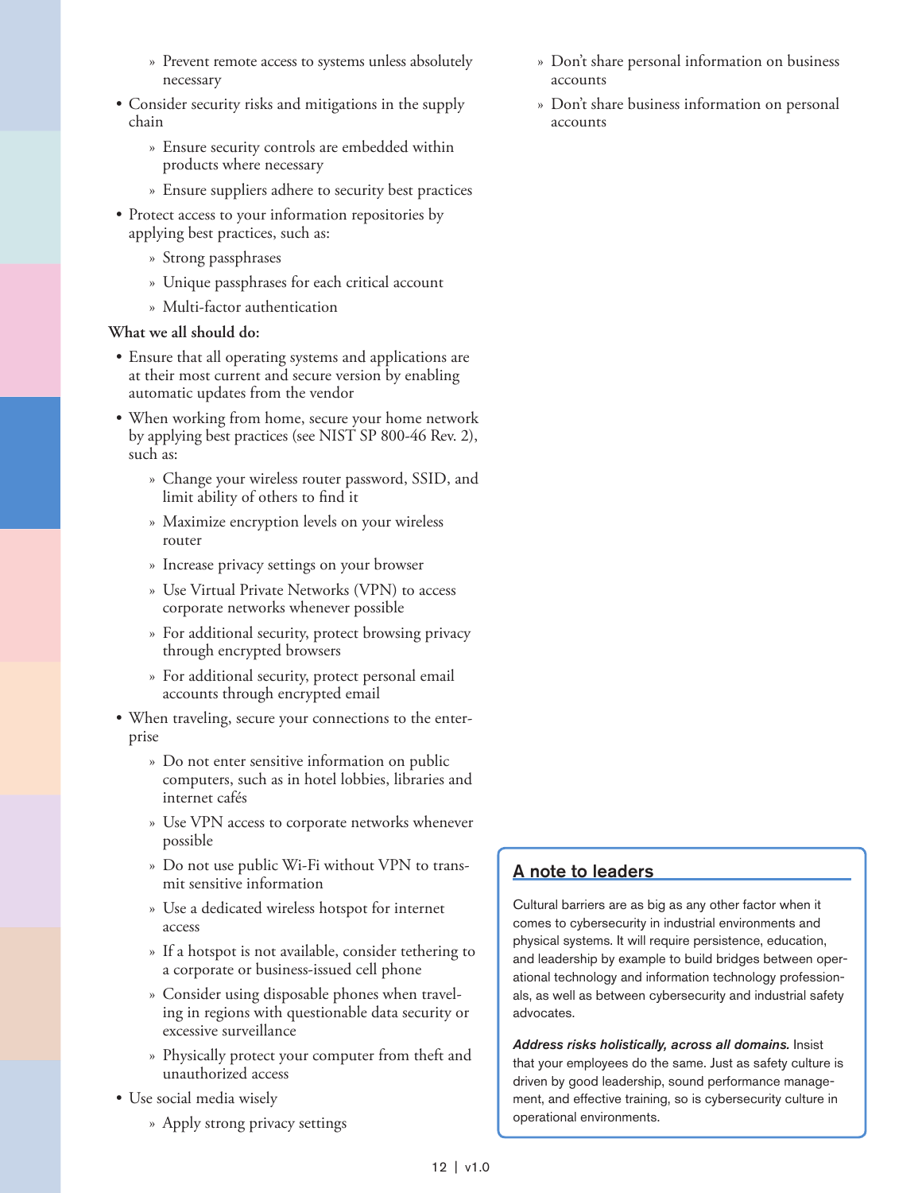- Prevent remote access to systems unless absolutely necessary
- Consider security risks and mitigations in the supply chain
    - Ensure security controls are embedded within products where necessary
    - Ensure suppliers adhere to security best practices
- Protect access to your information repositories by applying best practices, such as:
    - Strong passphrases
    - Unique passphrases for each critical account
    - Multi-factor authentication

**What we all should do:**

- Ensure that all operating systems and applications are at their most current and secure version by enabling automatic updates from the vendor
- When working from home, secure your home network by applying best practices (see NIST SP 800-46 Rev. 2), such as:
    - Change your wireless router password, SSID, and limit ability of others to find it
    - Maximize encryption levels on your wireless router
    - Increase privacy settings on your browser
    - Use Virtual Private Networks (VPN) to access corporate networks whenever possible
    - For additional security, protect browsing privacy through encrypted browsers
    - For additional security, protect personal email accounts through encrypted email
- When traveling, secure your connections to the enterprise
    - Do not enter sensitive information on public computers, such as in hotel lobbies, libraries and internet cafés
    - Use VPN access to corporate networks whenever possible
    - Do not use public Wi-Fi without VPN to transmit sensitive information
    - Use a dedicated wireless hotspot for internet access
    - If a hotspot is not available, consider tethering to a corporate or business-issued cell phone
    - Consider using disposable phones when traveling in regions with questionable data security or excessive surveillance
    - Physically protect your computer from theft and unauthorized access
- Use social media wisely
    - Apply strong privacy settings
    - Don't share personal information on business accounts
    - Don't share business information on personal accounts

## A note to leaders

Cultural barriers are as big as any other factor when it comes to cybersecurity in industrial environments and physical systems. It will require persistence, education, and leadership by example to build bridges between operational technology and information technology professionals, as well as between cybersecurity and industrial safety advocates.

***Address risks holistically, across all domains.*** Insist that your employees do the same. Just as safety culture is driven by good leadership, sound performance management, and effective training, so is cybersecurity culture in operational environments.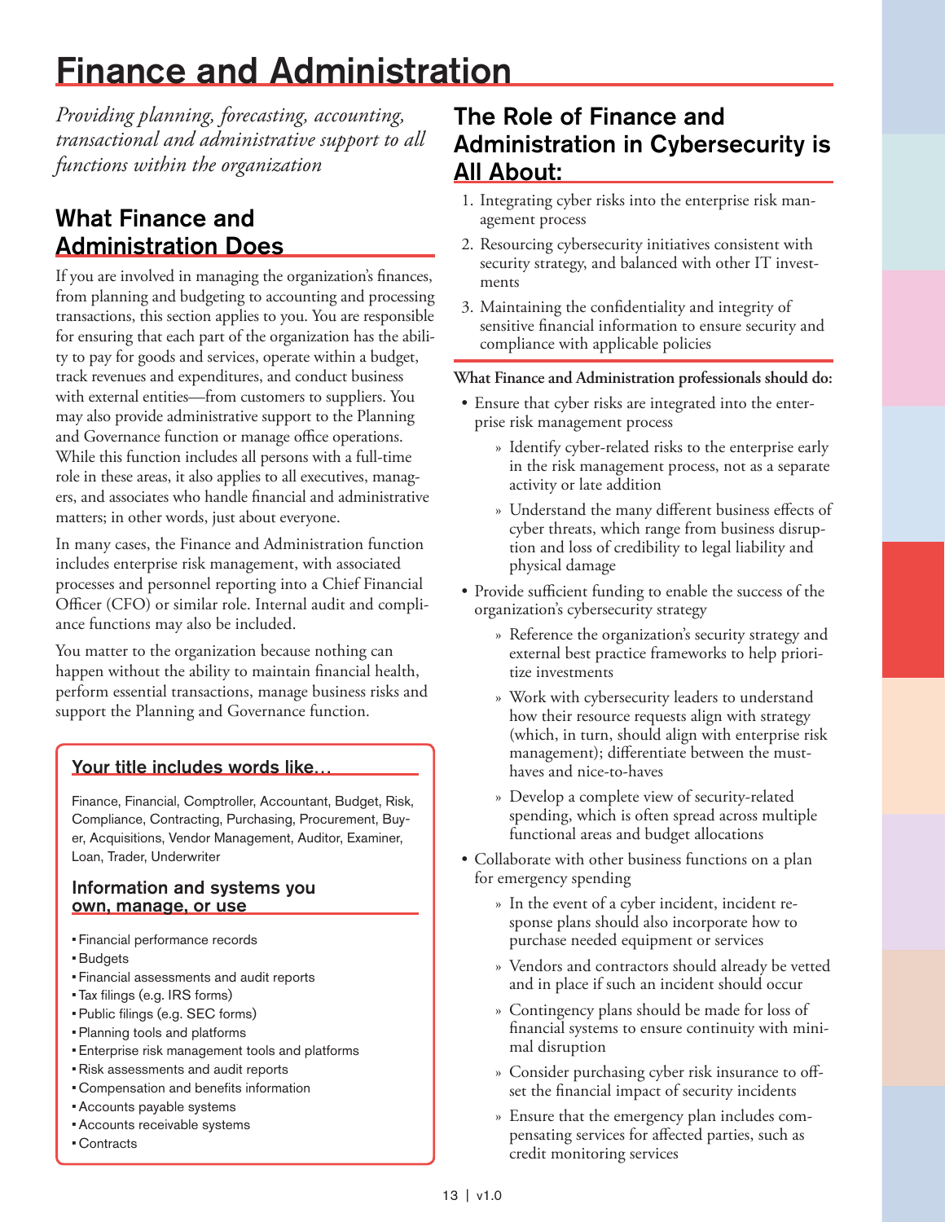# Finance and Administration

*Providing planning, forecasting, accounting, transactional and administrative support to all functions within the organization*

## What Finance and Administration Does

If you are involved in managing the organization's finances, from planning and budgeting to accounting and processing transactions, this section applies to you. You are responsible for ensuring that each part of the organization has the ability to pay for goods and services, operate within a budget, track revenues and expenditures, and conduct business with external entities—from customers to suppliers. You may also provide administrative support to the Planning and Governance function or manage office operations. While this function includes all persons with a full-time role in these areas, it also applies to all executives, managers, and associates who handle financial and administrative matters; in other words, just about everyone.

In many cases, the Finance and Administration function includes enterprise risk management, with associated processes and personnel reporting into a Chief Financial Officer (CFO) or similar role. Internal audit and compliance functions may also be included.

You matter to the organization because nothing can happen without the ability to maintain financial health, perform essential transactions, manage business risks and support the Planning and Governance function.

### Your title includes words like…

Finance, Financial, Comptroller, Accountant, Budget, Risk, Compliance, Contracting, Purchasing, Procurement, Buyer, Acquisitions, Vendor Management, Auditor, Examiner, Loan, Trader, Underwriter

### Information and systems you own, manage, or use

- Financial performance records
- Budgets
- Financial assessments and audit reports
- Tax filings (e.g. IRS forms)
- Public filings (e.g. SEC forms)
- Planning tools and platforms
- Enterprise risk management tools and platforms
- Risk assessments and audit reports
- Compensation and benefits information
- Accounts payable systems
- Accounts receivable systems
- Contracts

## The Role of Finance and Administration in Cybersecurity is All About:

1. Integrating cyber risks into the enterprise risk management process
2. Resourcing cybersecurity initiatives consistent with security strategy, and balanced with other IT investments
3. Maintaining the confidentiality and integrity of sensitive financial information to ensure security and compliance with applicable policies

**What Finance and Administration professionals should do:**

- Ensure that cyber risks are integrated into the enterprise risk management process
    - Identify cyber-related risks to the enterprise early in the risk management process, not as a separate activity or late addition
    - Understand the many different business effects of cyber threats, which range from business disruption and loss of credibility to legal liability and physical damage
- Provide sufficient funding to enable the success of the organization's cybersecurity strategy
    - Reference the organization's security strategy and external best practice frameworks to help prioritize investments
    - Work with cybersecurity leaders to understand how their resource requests align with strategy (which, in turn, should align with enterprise risk management); differentiate between the must-haves and nice-to-haves
    - Develop a complete view of security-related spending, which is often spread across multiple functional areas and budget allocations
- Collaborate with other business functions on a plan for emergency spending
    - In the event of a cyber incident, incident response plans should also incorporate how to purchase needed equipment or services
    - Vendors and contractors should already be vetted and in place if such an incident should occur
    - Contingency plans should be made for loss of financial systems to ensure continuity with minimal disruption
    - Consider purchasing cyber risk insurance to offset the financial impact of security incidents
    - Ensure that the emergency plan includes compensating services for affected parties, such as credit monitoring services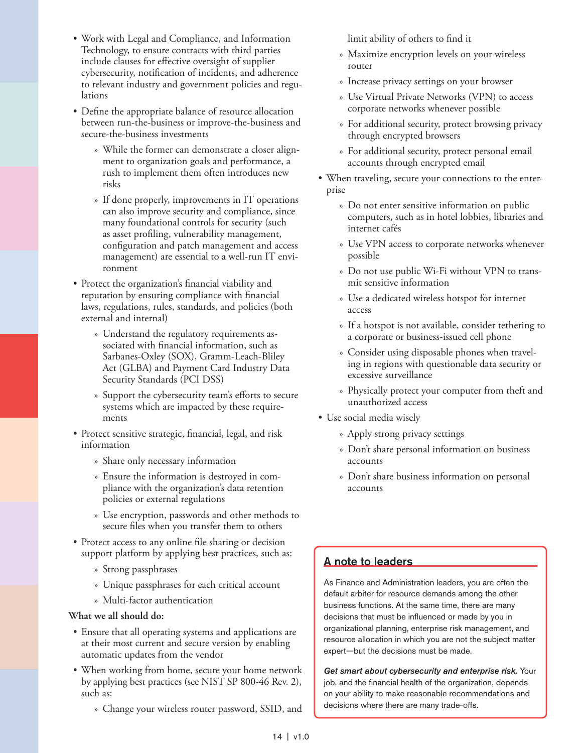- Work with Legal and Compliance, and Information Technology, to ensure contracts with third parties include clauses for effective oversight of supplier cybersecurity, notification of incidents, and adherence to relevant industry and government policies and regulations
- Define the appropriate balance of resource allocation between run-the-business or improve-the-business and secure-the-business investments
  - » While the former can demonstrate a closer alignment to organization goals and performance, a rush to implement them often introduces new risks
  - » If done properly, improvements in IT operations can also improve security and compliance, since many foundational controls for security (such as asset profiling, vulnerability management, configuration and patch management and access management) are essential to a well-run IT environment
- Protect the organization's financial viability and reputation by ensuring compliance with financial laws, regulations, rules, standards, and policies (both external and internal)
  - » Understand the regulatory requirements associated with financial information, such as Sarbanes-Oxley (SOX), Gramm-Leach-Bliley Act (GLBA) and Payment Card Industry Data Security Standards (PCI DSS)
  - » Support the cybersecurity team's efforts to secure systems which are impacted by these requirements
- Protect sensitive strategic, financial, legal, and risk information
  - » Share only necessary information
  - » Ensure the information is destroyed in compliance with the organization's data retention policies or external regulations
  - » Use encryption, passwords and other methods to secure files when you transfer them to others
- Protect access to any online file sharing or decision support platform by applying best practices, such as:
  - » Strong passphrases
  - » Unique passphrases for each critical account
  - » Multi-factor authentication

**What we all should do:**

- Ensure that all operating systems and applications are at their most current and secure version by enabling automatic updates from the vendor
- When working from home, secure your home network by applying best practices (see NIST SP 800-46 Rev. 2), such as:
  - » Change your wireless router password, SSID, and limit ability of others to find it
  - » Maximize encryption levels on your wireless router
  - » Increase privacy settings on your browser
  - » Use Virtual Private Networks (VPN) to access corporate networks whenever possible
  - » For additional security, protect browsing privacy through encrypted browsers
  - » For additional security, protect personal email accounts through encrypted email
- When traveling, secure your connections to the enterprise
  - » Do not enter sensitive information on public computers, such as in hotel lobbies, libraries and internet cafés
  - » Use VPN access to corporate networks whenever possible
  - » Do not use public Wi-Fi without VPN to transmit sensitive information
  - » Use a dedicated wireless hotspot for internet access
  - » If a hotspot is not available, consider tethering to a corporate or business-issued cell phone
  - » Consider using disposable phones when traveling in regions with questionable data security or excessive surveillance
  - » Physically protect your computer from theft and unauthorized access
- Use social media wisely
  - » Apply strong privacy settings
  - » Don't share personal information on business accounts
  - » Don't share business information on personal accounts

## A note to leaders

As Finance and Administration leaders, you are often the default arbiter for resource demands among the other business functions. At the same time, there are many decisions that must be influenced or made by you in organizational planning, enterprise risk management, and resource allocation in which you are not the subject matter expert—but the decisions must be made.

***Get smart about cybersecurity and enterprise risk.*** Your job, and the financial health of the organization, depends on your ability to make reasonable recommendations and decisions where there are many trade-offs.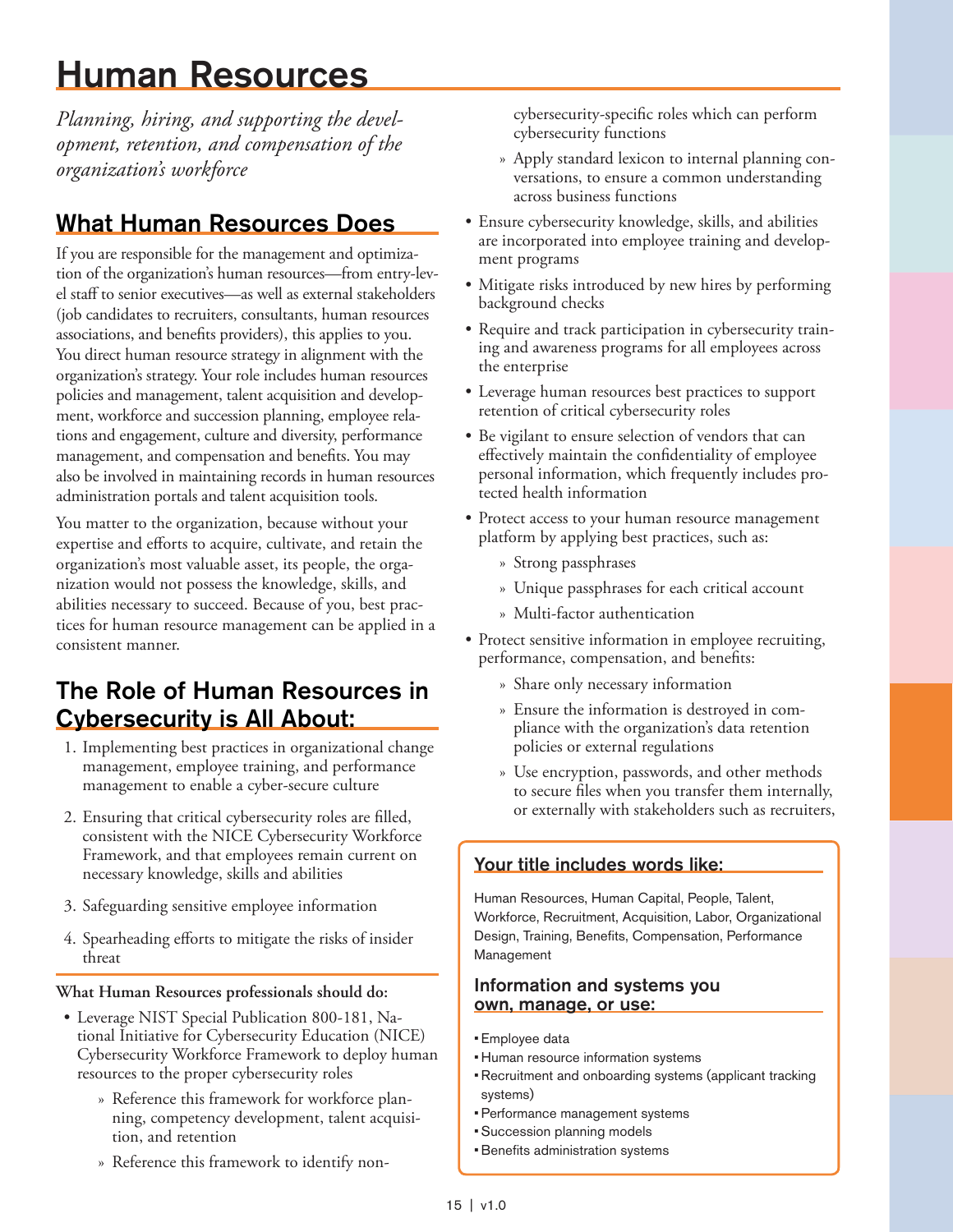# Human Resources

*Planning, hiring, and supporting the development, retention, and compensation of the organization's workforce*

## What Human Resources Does

If you are responsible for the management and optimization of the organization's human resources—from entry-level staff to senior executives—as well as external stakeholders (job candidates to recruiters, consultants, human resources associations, and benefits providers), this applies to you. You direct human resource strategy in alignment with the organization's strategy. Your role includes human resources policies and management, talent acquisition and development, workforce and succession planning, employee relations and engagement, culture and diversity, performance management, and compensation and benefits. You may also be involved in maintaining records in human resources administration portals and talent acquisition tools.

You matter to the organization, because without your expertise and efforts to acquire, cultivate, and retain the organization's most valuable asset, its people, the organization would not possess the knowledge, skills, and abilities necessary to succeed. Because of you, best practices for human resource management can be applied in a consistent manner.

## The Role of Human Resources in Cybersecurity is All About:

1. Implementing best practices in organizational change management, employee training, and performance management to enable a cyber-secure culture
2. Ensuring that critical cybersecurity roles are filled, consistent with the NICE Cybersecurity Workforce Framework, and that employees remain current on necessary knowledge, skills and abilities
3. Safeguarding sensitive employee information
4. Spearheading efforts to mitigate the risks of insider threat

**What Human Resources professionals should do:**

- Leverage NIST Special Publication 800-181, National Initiative for Cybersecurity Education (NICE) Cybersecurity Workforce Framework to deploy human resources to the proper cybersecurity roles
    - Reference this framework for workforce planning, competency development, talent acquisition, and retention
    - Reference this framework to identify non-cybersecurity-specific roles which can perform cybersecurity functions
    - Apply standard lexicon to internal planning conversations, to ensure a common understanding across business functions
- Ensure cybersecurity knowledge, skills, and abilities are incorporated into employee training and development programs
- Mitigate risks introduced by new hires by performing background checks
- Require and track participation in cybersecurity training and awareness programs for all employees across the enterprise
- Leverage human resources best practices to support retention of critical cybersecurity roles
- Be vigilant to ensure selection of vendors that can effectively maintain the confidentiality of employee personal information, which frequently includes protected health information
- Protect access to your human resource management platform by applying best practices, such as:
    - Strong passphrases
    - Unique passphrases for each critical account
    - Multi-factor authentication
- Protect sensitive information in employee recruiting, performance, compensation, and benefits:
    - Share only necessary information
    - Ensure the information is destroyed in compliance with the organization's data retention policies or external regulations
    - Use encryption, passwords, and other methods to secure files when you transfer them internally, or externally with stakeholders such as recruiters,

### Your title includes words like:

Human Resources, Human Capital, People, Talent, Workforce, Recruitment, Acquisition, Labor, Organizational Design, Training, Benefits, Compensation, Performance Management

### Information and systems you own, manage, or use:

- Employee data
- Human resource information systems
- Recruitment and onboarding systems (applicant tracking systems)
- Performance management systems
- Succession planning models
- Benefits administration systems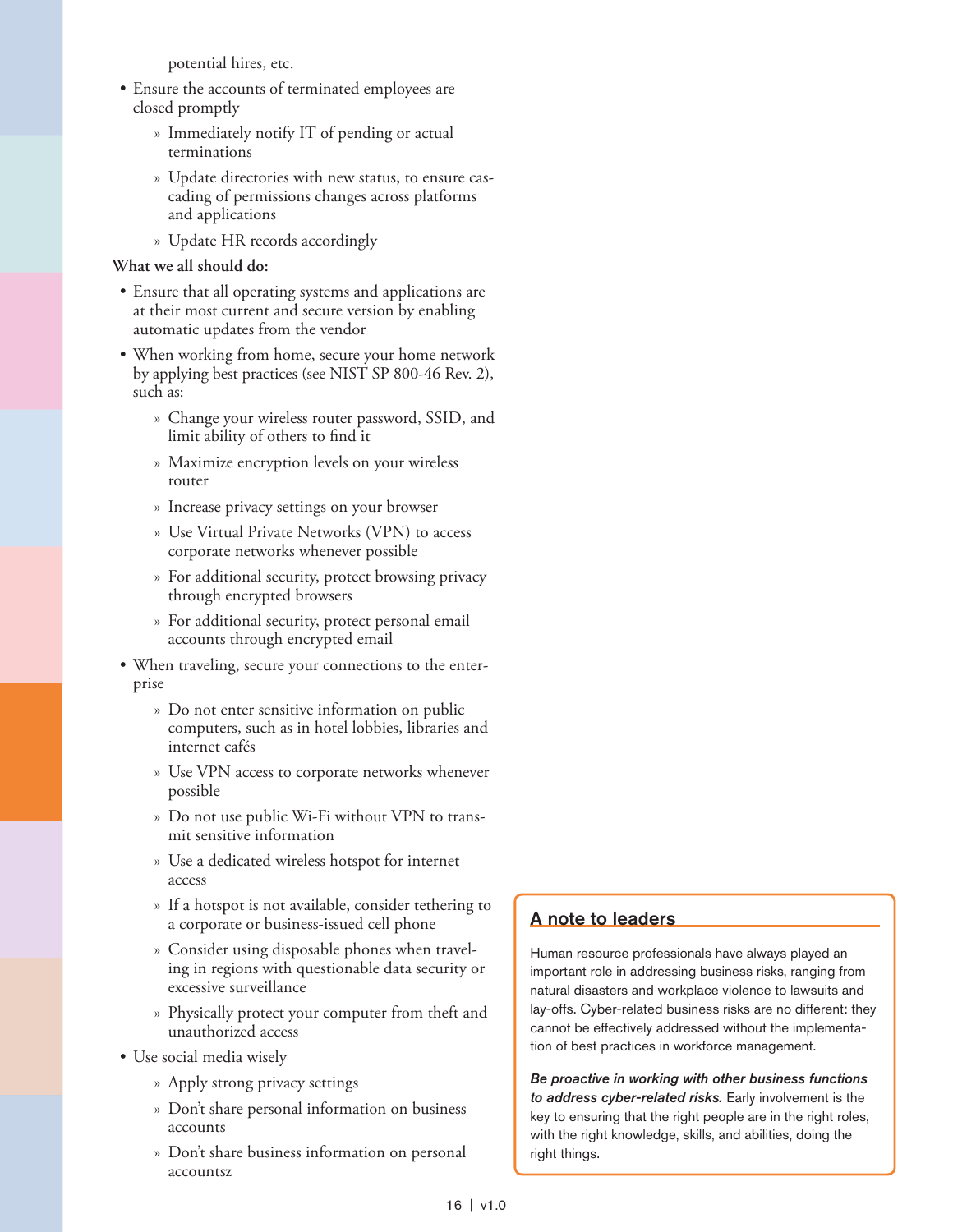potential hires, etc.

- Ensure the accounts of terminated employees are closed promptly
  - Immediately notify IT of pending or actual terminations
  - Update directories with new status, to ensure cascading of permissions changes across platforms and applications
  - Update HR records accordingly

**What we all should do:**

- Ensure that all operating systems and applications are at their most current and secure version by enabling automatic updates from the vendor
- When working from home, secure your home network by applying best practices (see NIST SP 800-46 Rev. 2), such as:
  - Change your wireless router password, SSID, and limit ability of others to find it
  - Maximize encryption levels on your wireless router
  - Increase privacy settings on your browser
  - Use Virtual Private Networks (VPN) to access corporate networks whenever possible
  - For additional security, protect browsing privacy through encrypted browsers
  - For additional security, protect personal email accounts through encrypted email
- When traveling, secure your connections to the enterprise
  - Do not enter sensitive information on public computers, such as in hotel lobbies, libraries and internet cafés
  - Use VPN access to corporate networks whenever possible
  - Do not use public Wi-Fi without VPN to transmit sensitive information
  - Use a dedicated wireless hotspot for internet access
  - If a hotspot is not available, consider tethering to a corporate or business-issued cell phone
  - Consider using disposable phones when traveling in regions with questionable data security or excessive surveillance
  - Physically protect your computer from theft and unauthorized access
- Use social media wisely
  - Apply strong privacy settings
  - Don't share personal information on business accounts
  - Don't share business information on personal accountsz

## A note to leaders

Human resource professionals have always played an important role in addressing business risks, ranging from natural disasters and workplace violence to lawsuits and lay-offs. Cyber-related business risks are no different: they cannot be effectively addressed without the implementation of best practices in workforce management.

***Be proactive in working with other business functions to address cyber-related risks.*** Early involvement is the key to ensuring that the right people are in the right roles, with the right knowledge, skills, and abilities, doing the right things.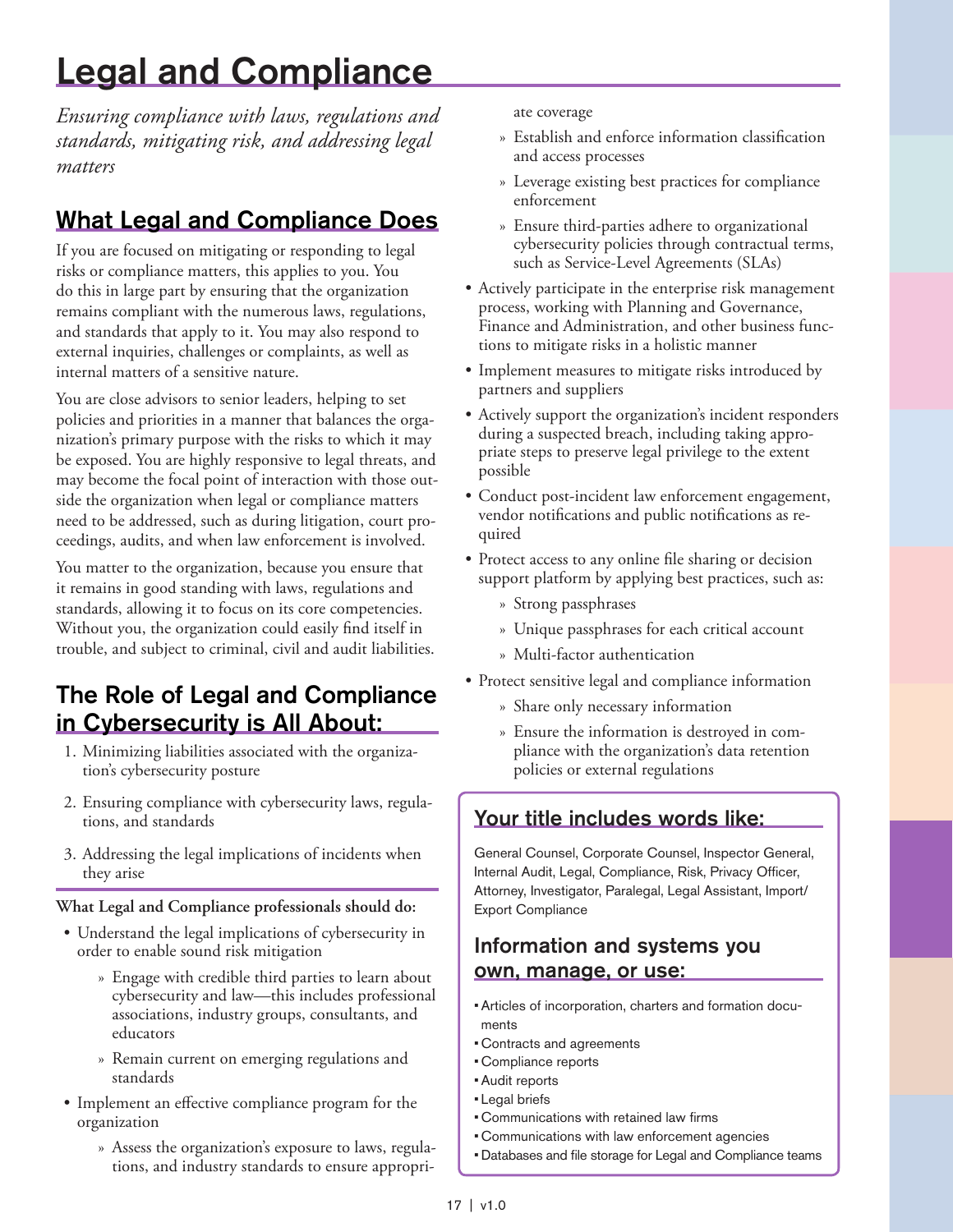# Legal and Compliance

*Ensuring compliance with laws, regulations and standards, mitigating risk, and addressing legal matters*

## What Legal and Compliance Does

If you are focused on mitigating or responding to legal risks or compliance matters, this applies to you. You do this in large part by ensuring that the organization remains compliant with the numerous laws, regulations, and standards that apply to it. You may also respond to external inquiries, challenges or complaints, as well as internal matters of a sensitive nature.

You are close advisors to senior leaders, helping to set policies and priorities in a manner that balances the organization's primary purpose with the risks to which it may be exposed. You are highly responsive to legal threats, and may become the focal point of interaction with those outside the organization when legal or compliance matters need to be addressed, such as during litigation, court proceedings, audits, and when law enforcement is involved.

You matter to the organization, because you ensure that it remains in good standing with laws, regulations and standards, allowing it to focus on its core competencies. Without you, the organization could easily find itself in trouble, and subject to criminal, civil and audit liabilities.

## The Role of Legal and Compliance in Cybersecurity is All About:

1. Minimizing liabilities associated with the organization's cybersecurity posture
2. Ensuring compliance with cybersecurity laws, regulations, and standards
3. Addressing the legal implications of incidents when they arise

**What Legal and Compliance professionals should do:**

- Understand the legal implications of cybersecurity in order to enable sound risk mitigation
    - Engage with credible third parties to learn about cybersecurity and law—this includes professional associations, industry groups, consultants, and educators
    - Remain current on emerging regulations and standards
- Implement an effective compliance program for the organization
    - Assess the organization's exposure to laws, regulations, and industry standards to ensure appropriate coverage
    - Establish and enforce information classification and access processes
    - Leverage existing best practices for compliance enforcement
    - Ensure third-parties adhere to organizational cybersecurity policies through contractual terms, such as Service-Level Agreements (SLAs)
- Actively participate in the enterprise risk management process, working with Planning and Governance, Finance and Administration, and other business functions to mitigate risks in a holistic manner
- Implement measures to mitigate risks introduced by partners and suppliers
- Actively support the organization's incident responders during a suspected breach, including taking appropriate steps to preserve legal privilege to the extent possible
- Conduct post-incident law enforcement engagement, vendor notifications and public notifications as required
- Protect access to any online file sharing or decision support platform by applying best practices, such as:
    - Strong passphrases
    - Unique passphrases for each critical account
    - Multi-factor authentication
- Protect sensitive legal and compliance information
    - Share only necessary information
    - Ensure the information is destroyed in compliance with the organization's data retention policies or external regulations

### Your title includes words like:

General Counsel, Corporate Counsel, Inspector General, Internal Audit, Legal, Compliance, Risk, Privacy Officer, Attorney, Investigator, Paralegal, Legal Assistant, Import/Export Compliance

### Information and systems you own, manage, or use:

- Articles of incorporation, charters and formation documents
- Contracts and agreements
- Compliance reports
- Audit reports
- Legal briefs
- Communications with retained law firms
- Communications with law enforcement agencies
- Databases and file storage for Legal and Compliance teams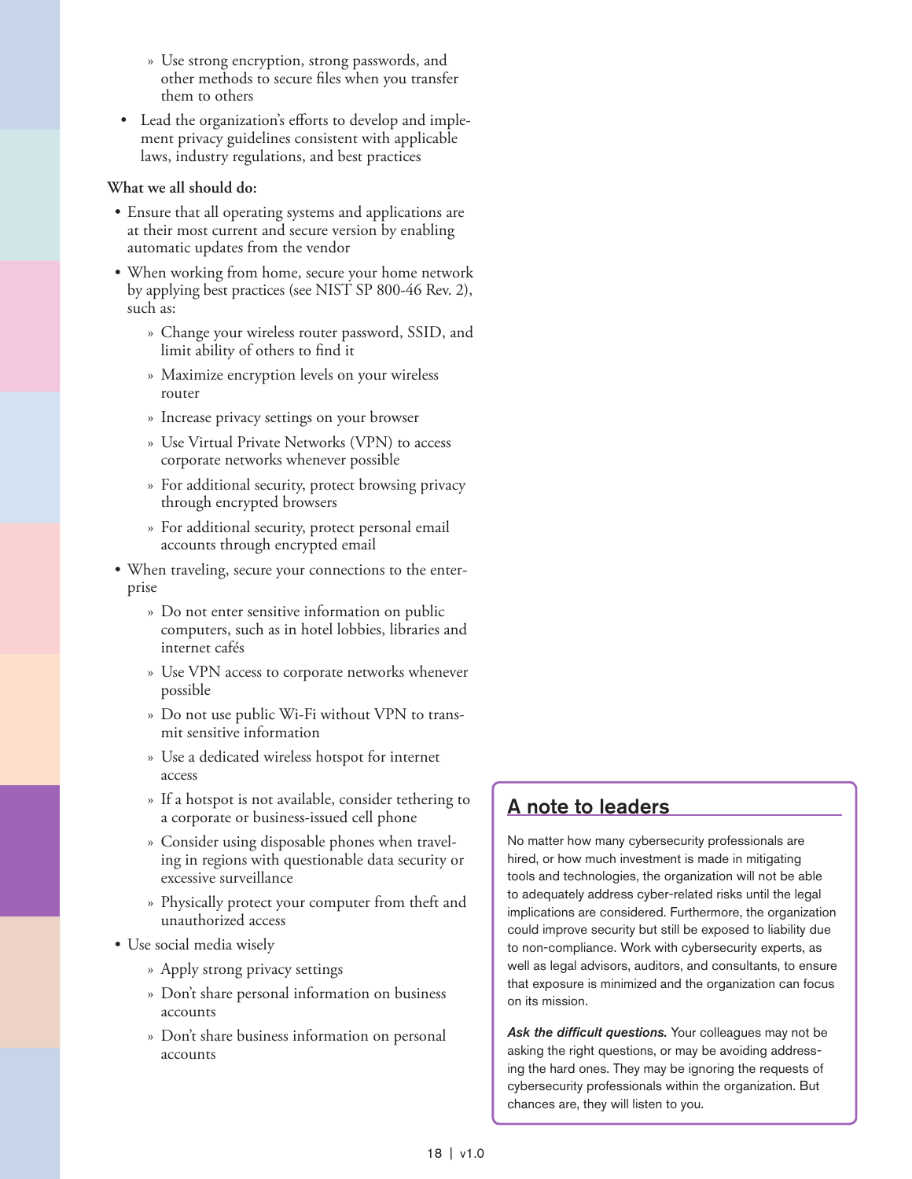- Use strong encryption, strong passwords, and other methods to secure files when you transfer them to others
- Lead the organization's efforts to develop and implement privacy guidelines consistent with applicable laws, industry regulations, and best practices

**What we all should do:**

- Ensure that all operating systems and applications are at their most current and secure version by enabling automatic updates from the vendor
- When working from home, secure your home network by applying best practices (see NIST SP 800-46 Rev. 2), such as:
  - Change your wireless router password, SSID, and limit ability of others to find it
  - Maximize encryption levels on your wireless router
  - Increase privacy settings on your browser
  - Use Virtual Private Networks (VPN) to access corporate networks whenever possible
  - For additional security, protect browsing privacy through encrypted browsers
  - For additional security, protect personal email accounts through encrypted email
- When traveling, secure your connections to the enterprise
  - Do not enter sensitive information on public computers, such as in hotel lobbies, libraries and internet cafés
  - Use VPN access to corporate networks whenever possible
  - Do not use public Wi-Fi without VPN to transmit sensitive information
  - Use a dedicated wireless hotspot for internet access
  - If a hotspot is not available, consider tethering to a corporate or business-issued cell phone
  - Consider using disposable phones when traveling in regions with questionable data security or excessive surveillance
  - Physically protect your computer from theft and unauthorized access
- Use social media wisely
  - Apply strong privacy settings
  - Don't share personal information on business accounts
  - Don't share business information on personal accounts

## A note to leaders

No matter how many cybersecurity professionals are hired, or how much investment is made in mitigating tools and technologies, the organization will not be able to adequately address cyber-related risks until the legal implications are considered. Furthermore, the organization could improve security but still be exposed to liability due to non-compliance. Work with cybersecurity experts, as well as legal advisors, auditors, and consultants, to ensure that exposure is minimized and the organization can focus on its mission.

***Ask the difficult questions.*** Your colleagues may not be asking the right questions, or may be avoiding addressing the hard ones. They may be ignoring the requests of cybersecurity professionals within the organization. But chances are, they will listen to you.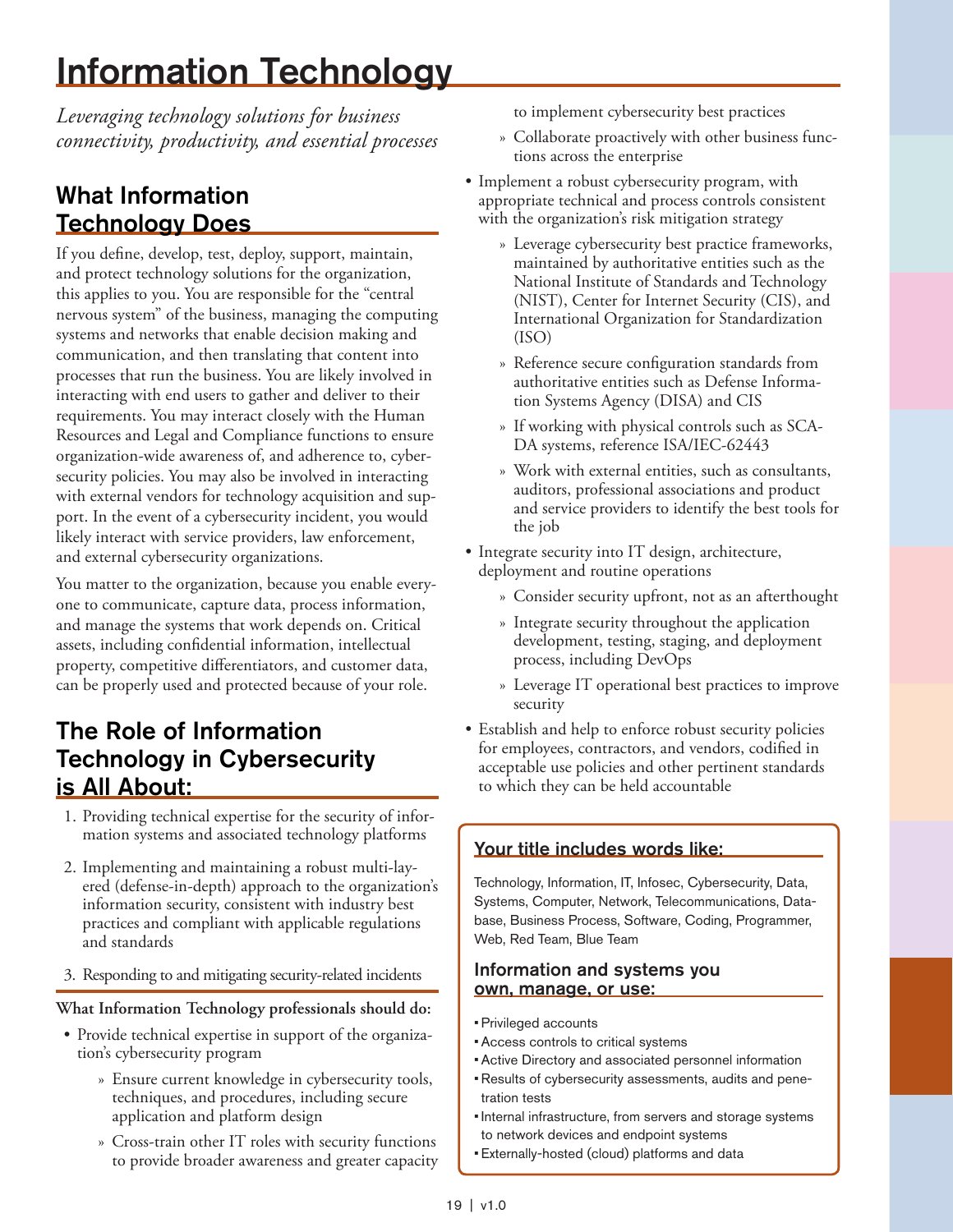# Information Technology

*Leveraging technology solutions for business connectivity, productivity, and essential processes*

## What Information Technology Does

If you define, develop, test, deploy, support, maintain, and protect technology solutions for the organization, this applies to you. You are responsible for the "central nervous system" of the business, managing the computing systems and networks that enable decision making and communication, and then translating that content into processes that run the business. You are likely involved in interacting with end users to gather and deliver to their requirements. You may interact closely with the Human Resources and Legal and Compliance functions to ensure organization-wide awareness of, and adherence to, cybersecurity policies. You may also be involved in interacting with external vendors for technology acquisition and support. In the event of a cybersecurity incident, you would likely interact with service providers, law enforcement, and external cybersecurity organizations.

You matter to the organization, because you enable everyone to communicate, capture data, process information, and manage the systems that work depends on. Critical assets, including confidential information, intellectual property, competitive differentiators, and customer data, can be properly used and protected because of your role.

## The Role of Information Technology in Cybersecurity is All About:

1. Providing technical expertise for the security of information systems and associated technology platforms
2. Implementing and maintaining a robust multi-layered (defense-in-depth) approach to the organization's information security, consistent with industry best practices and compliant with applicable regulations and standards
3. Responding to and mitigating security-related incidents

**What Information Technology professionals should do:**

- Provide technical expertise in support of the organization's cybersecurity program
  - Ensure current knowledge in cybersecurity tools, techniques, and procedures, including secure application and platform design
  - Cross-train other IT roles with security functions to provide broader awareness and greater capacity to implement cybersecurity best practices
  - Collaborate proactively with other business functions across the enterprise
- Implement a robust cybersecurity program, with appropriate technical and process controls consistent with the organization's risk mitigation strategy
  - Leverage cybersecurity best practice frameworks, maintained by authoritative entities such as the National Institute of Standards and Technology (NIST), Center for Internet Security (CIS), and International Organization for Standardization (ISO)
  - Reference secure configuration standards from authoritative entities such as Defense Information Systems Agency (DISA) and CIS
  - If working with physical controls such as SCADA systems, reference ISA/IEC-62443
  - Work with external entities, such as consultants, auditors, professional associations and product and service providers to identify the best tools for the job
- Integrate security into IT design, architecture, deployment and routine operations
  - Consider security upfront, not as an afterthought
  - Integrate security throughout the application development, testing, staging, and deployment process, including DevOps
  - Leverage IT operational best practices to improve security
- Establish and help to enforce robust security policies for employees, contractors, and vendors, codified in acceptable use policies and other pertinent standards to which they can be held accountable

### Your title includes words like:

Technology, Information, IT, Infosec, Cybersecurity, Data, Systems, Computer, Network, Telecommunications, Database, Business Process, Software, Coding, Programmer, Web, Red Team, Blue Team

### Information and systems you own, manage, or use:

- Privileged accounts
- Access controls to critical systems
- Active Directory and associated personnel information
- Results of cybersecurity assessments, audits and penetration tests
- Internal infrastructure, from servers and storage systems to network devices and endpoint systems
- Externally-hosted (cloud) platforms and data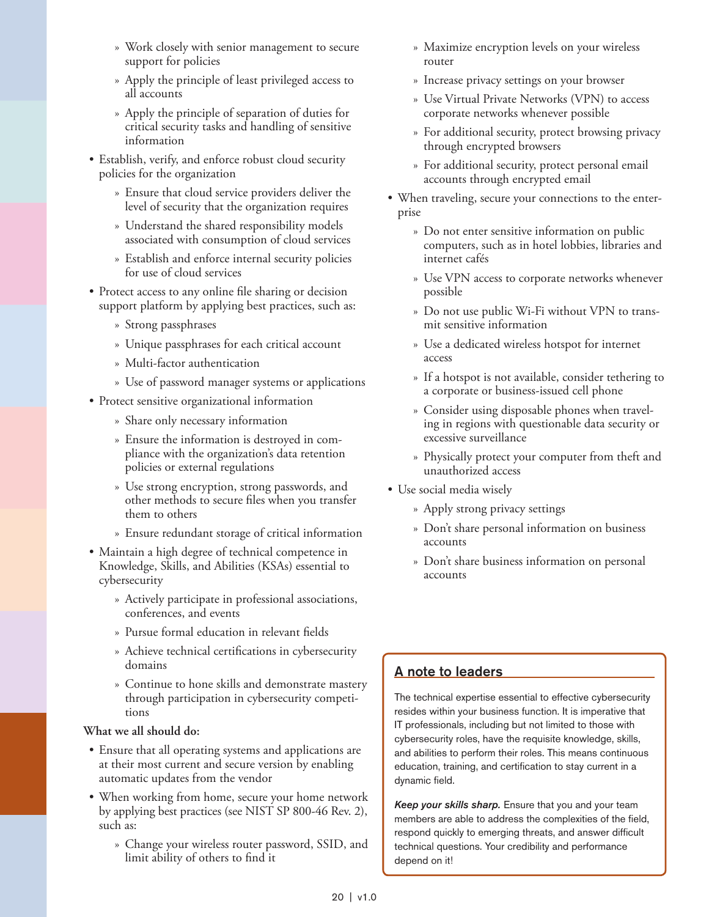- Work closely with senior management to secure support for policies
  - Apply the principle of least privileged access to all accounts
  - Apply the principle of separation of duties for critical security tasks and handling of sensitive information
- Establish, verify, and enforce robust cloud security policies for the organization
  - Ensure that cloud service providers deliver the level of security that the organization requires
  - Understand the shared responsibility models associated with consumption of cloud services
  - Establish and enforce internal security policies for use of cloud services
- Protect access to any online file sharing or decision support platform by applying best practices, such as:
  - Strong passphrases
  - Unique passphrases for each critical account
  - Multi-factor authentication
  - Use of password manager systems or applications
- Protect sensitive organizational information
  - Share only necessary information
  - Ensure the information is destroyed in compliance with the organization's data retention policies or external regulations
  - Use strong encryption, strong passwords, and other methods to secure files when you transfer them to others
  - Ensure redundant storage of critical information
- Maintain a high degree of technical competence in Knowledge, Skills, and Abilities (KSAs) essential to cybersecurity
  - Actively participate in professional associations, conferences, and events
  - Pursue formal education in relevant fields
  - Achieve technical certifications in cybersecurity domains
  - Continue to hone skills and demonstrate mastery through participation in cybersecurity competitions

**What we all should do:**

- Ensure that all operating systems and applications are at their most current and secure version by enabling automatic updates from the vendor
- When working from home, secure your home network by applying best practices (see NIST SP 800-46 Rev. 2), such as:
  - Change your wireless router password, SSID, and limit ability of others to find it
  - Maximize encryption levels on your wireless router
  - Increase privacy settings on your browser
  - Use Virtual Private Networks (VPN) to access corporate networks whenever possible
  - For additional security, protect browsing privacy through encrypted browsers
  - For additional security, protect personal email accounts through encrypted email
- When traveling, secure your connections to the enterprise
  - Do not enter sensitive information on public computers, such as in hotel lobbies, libraries and internet cafés
  - Use VPN access to corporate networks whenever possible
  - Do not use public Wi-Fi without VPN to transmit sensitive information
  - Use a dedicated wireless hotspot for internet access
  - If a hotspot is not available, consider tethering to a corporate or business-issued cell phone
  - Consider using disposable phones when traveling in regions with questionable data security or excessive surveillance
  - Physically protect your computer from theft and unauthorized access
- Use social media wisely
  - Apply strong privacy settings
  - Don't share personal information on business accounts
  - Don't share business information on personal accounts

## A note to leaders

The technical expertise essential to effective cybersecurity resides within your business function. It is imperative that IT professionals, including but not limited to those with cybersecurity roles, have the requisite knowledge, skills, and abilities to perform their roles. This means continuous education, training, and certification to stay current in a dynamic field.

***Keep your skills sharp.*** Ensure that you and your team members are able to address the complexities of the field, respond quickly to emerging threats, and answer difficult technical questions. Your credibility and performance depend on it!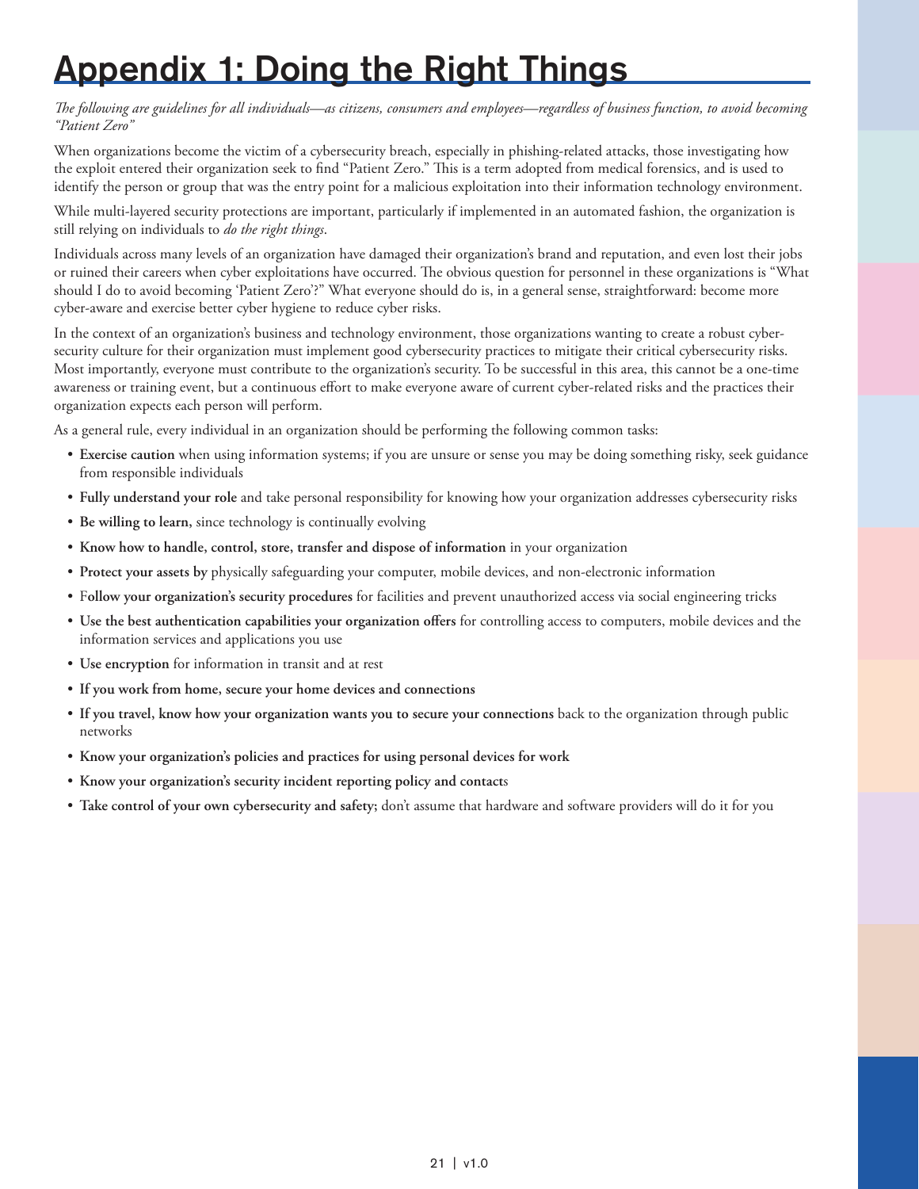# Appendix 1: Doing the Right Things

*The following are guidelines for all individuals—as citizens, consumers and employees—regardless of business function, to avoid becoming "Patient Zero"*

When organizations become the victim of a cybersecurity breach, especially in phishing-related attacks, those investigating how the exploit entered their organization seek to find "Patient Zero." This is a term adopted from medical forensics, and is used to identify the person or group that was the entry point for a malicious exploitation into their information technology environment.

While multi-layered security protections are important, particularly if implemented in an automated fashion, the organization is still relying on individuals to *do the right things*.

Individuals across many levels of an organization have damaged their organization's brand and reputation, and even lost their jobs or ruined their careers when cyber exploitations have occurred. The obvious question for personnel in these organizations is "What should I do to avoid becoming 'Patient Zero'?" What everyone should do is, in a general sense, straightforward: become more cyber-aware and exercise better cyber hygiene to reduce cyber risks.

In the context of an organization's business and technology environment, those organizations wanting to create a robust cyber-security culture for their organization must implement good cybersecurity practices to mitigate their critical cybersecurity risks. Most importantly, everyone must contribute to the organization's security. To be successful in this area, this cannot be a one-time awareness or training event, but a continuous effort to make everyone aware of current cyber-related risks and the practices their organization expects each person will perform.

As a general rule, every individual in an organization should be performing the following common tasks:

- **Exercise caution** when using information systems; if you are unsure or sense you may be doing something risky, seek guidance from responsible individuals
- **Fully understand your role** and take personal responsibility for knowing how your organization addresses cybersecurity risks
- **Be willing to learn,** since technology is continually evolving
- **Know how to handle, control, store, transfer and dispose of information** in your organization
- **Protect your assets by** physically safeguarding your computer, mobile devices, and non-electronic information
- **Follow your organization's security procedures** for facilities and prevent unauthorized access via social engineering tricks
- **Use the best authentication capabilities your organization offers** for controlling access to computers, mobile devices and the information services and applications you use
- **Use encryption** for information in transit and at rest
- **If you work from home, secure your home devices and connections**
- **If you travel, know how your organization wants you to secure your connections** back to the organization through public networks
- **Know your organization's policies and practices for using personal devices for work**
- **Know your organization's security incident reporting policy and contacts**
- **Take control of your own cybersecurity and safety;** don't assume that hardware and software providers will do it for you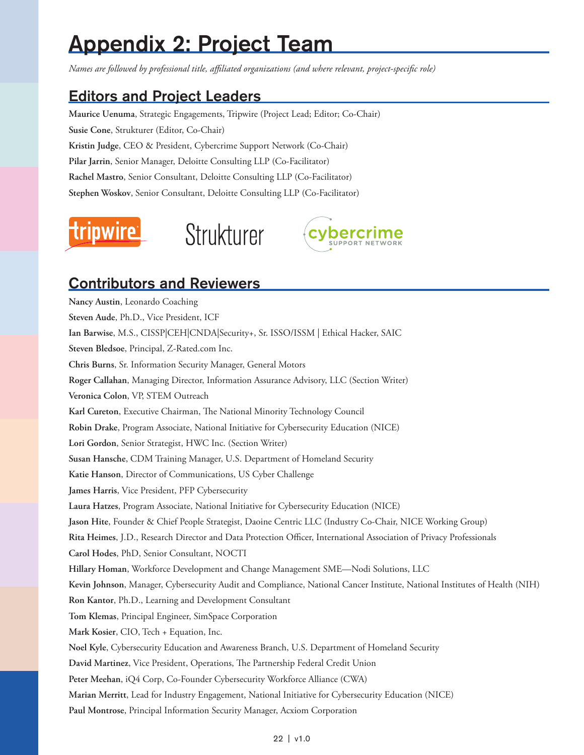# Appendix 2: Project Team

*Names are followed by professional title, affiliated organizations (and where relevant, project-specific role)*

## Editors and Project Leaders

**Maurice Uenuma**, Strategic Engagements, Tripwire (Project Lead; Editor; Co-Chair)

**Susie Cone**, Strukturer (Editor, Co-Chair)

**Kristin Judge**, CEO & President, Cybercrime Support Network (Co-Chair)

**Pilar Jarrin**, Senior Manager, Deloitte Consulting LLP (Co-Facilitator)

**Rachel Mastro**, Senior Consultant, Deloitte Consulting LLP (Co-Facilitator)

**Stephen Woskov**, Senior Consultant, Deloitte Consulting LLP (Co-Facilitator)

## Contributors and Reviewers

**Nancy Austin**, Leonardo Coaching

**Steven Aude**, Ph.D., Vice President, ICF

**Ian Barwise**, M.S., CISSP|CEH|CNDA|Security+, Sr. ISSO/ISSM | Ethical Hacker, SAIC

**Steven Bledsoe**, Principal, Z-Rated.com Inc.

**Chris Burns**, Sr. Information Security Manager, General Motors

**Roger Callahan**, Managing Director, Information Assurance Advisory, LLC (Section Writer)

**Veronica Colon**, VP, STEM Outreach

**Karl Cureton**, Executive Chairman, The National Minority Technology Council

**Robin Drake**, Program Associate, National Initiative for Cybersecurity Education (NICE)

**Lori Gordon**, Senior Strategist, HWC Inc. (Section Writer)

**Susan Hansche**, CDM Training Manager, U.S. Department of Homeland Security

**Katie Hanson**, Director of Communications, US Cyber Challenge

**James Harris**, Vice President, PFP Cybersecurity

**Laura Hatzes**, Program Associate, National Initiative for Cybersecurity Education (NICE)

**Jason Hite**, Founder & Chief People Strategist, Daoine Centric LLC (Industry Co-Chair, NICE Working Group)

**Rita Heimes**, J.D., Research Director and Data Protection Officer, International Association of Privacy Professionals

**Carol Hodes**, PhD, Senior Consultant, NOCTI

**Hillary Homan**, Workforce Development and Change Management SME—Nodi Solutions, LLC

**Kevin Johnson**, Manager, Cybersecurity Audit and Compliance, National Cancer Institute, National Institutes of Health (NIH)

**Ron Kantor**, Ph.D., Learning and Development Consultant

**Tom Klemas**, Principal Engineer, SimSpace Corporation

**Mark Kosier**, CIO, Tech + Equation, Inc.

**Noel Kyle**, Cybersecurity Education and Awareness Branch, U.S. Department of Homeland Security

**David Martinez**, Vice President, Operations, The Partnership Federal Credit Union

**Peter Meehan**, iQ4 Corp, Co-Founder Cybersecurity Workforce Alliance (CWA)

**Marian Merritt**, Lead for Industry Engagement, National Initiative for Cybersecurity Education (NICE)

**Paul Montrose**, Principal Information Security Manager, Acxiom Corporation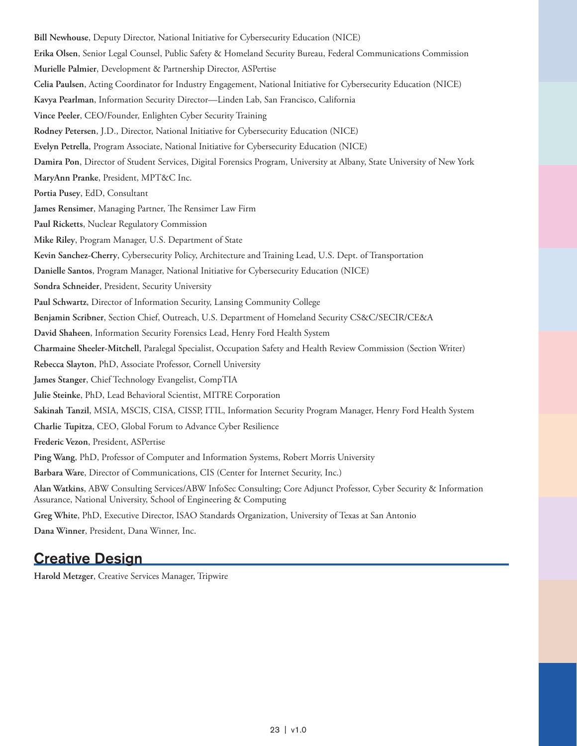**Bill Newhouse**, Deputy Director, National Initiative for Cybersecurity Education (NICE)

**Erika Olsen**, Senior Legal Counsel, Public Safety & Homeland Security Bureau, Federal Communications Commission

**Murielle Palmier**, Development & Partnership Director, ASPertise

**Celia Paulsen**, Acting Coordinator for Industry Engagement, National Initiative for Cybersecurity Education (NICE)

**Kavya Pearlman**, Information Security Director—Linden Lab, San Francisco, California

**Vince Peeler**, CEO/Founder, Enlighten Cyber Security Training

**Rodney Petersen**, J.D., Director, National Initiative for Cybersecurity Education (NICE)

**Evelyn Petrella**, Program Associate, National Initiative for Cybersecurity Education (NICE)

**Damira Pon**, Director of Student Services, Digital Forensics Program, University at Albany, State University of New York

**MaryAnn Pranke**, President, MPT&C Inc.

**Portia Pusey**, EdD, Consultant

**James Rensimer**, Managing Partner, The Rensimer Law Firm

**Paul Ricketts**, Nuclear Regulatory Commission

**Mike Riley**, Program Manager, U.S. Department of State

**Kevin Sanchez-Cherry**, Cybersecurity Policy, Architecture and Training Lead, U.S. Dept. of Transportation

**Danielle Santos**, Program Manager, National Initiative for Cybersecurity Education (NICE)

**Sondra Schneider**, President, Security University

**Paul Schwartz**, Director of Information Security, Lansing Community College

**Benjamin Scribner**, Section Chief, Outreach, U.S. Department of Homeland Security CS&C/SECIR/CE&A

**David Shaheen**, Information Security Forensics Lead, Henry Ford Health System

**Charmaine Sheeler-Mitchell**, Paralegal Specialist, Occupation Safety and Health Review Commission (Section Writer)

**Rebecca Slayton**, PhD, Associate Professor, Cornell University

**James Stanger**, Chief Technology Evangelist, CompTIA

**Julie Steinke**, PhD, Lead Behavioral Scientist, MITRE Corporation

**Sakinah Tanzil**, MSIA, MSCIS, CISA, CISSP, ITIL, Information Security Program Manager, Henry Ford Health System

**Charlie Tupitza**, CEO, Global Forum to Advance Cyber Resilience

**Frederic Vezon**, President, ASPertise

**Ping Wang**, PhD, Professor of Computer and Information Systems, Robert Morris University

**Barbara Ware**, Director of Communications, CIS (Center for Internet Security, Inc.)

**Alan Watkins**, ABW Consulting Services/ABW InfoSec Consulting; Core Adjunct Professor, Cyber Security & Information Assurance, National University, School of Engineering & Computing

**Greg White**, PhD, Executive Director, ISAO Standards Organization, University of Texas at San Antonio

**Dana Winner**, President, Dana Winner, Inc.

## Creative Design

**Harold Metzger**, Creative Services Manager, Tripwire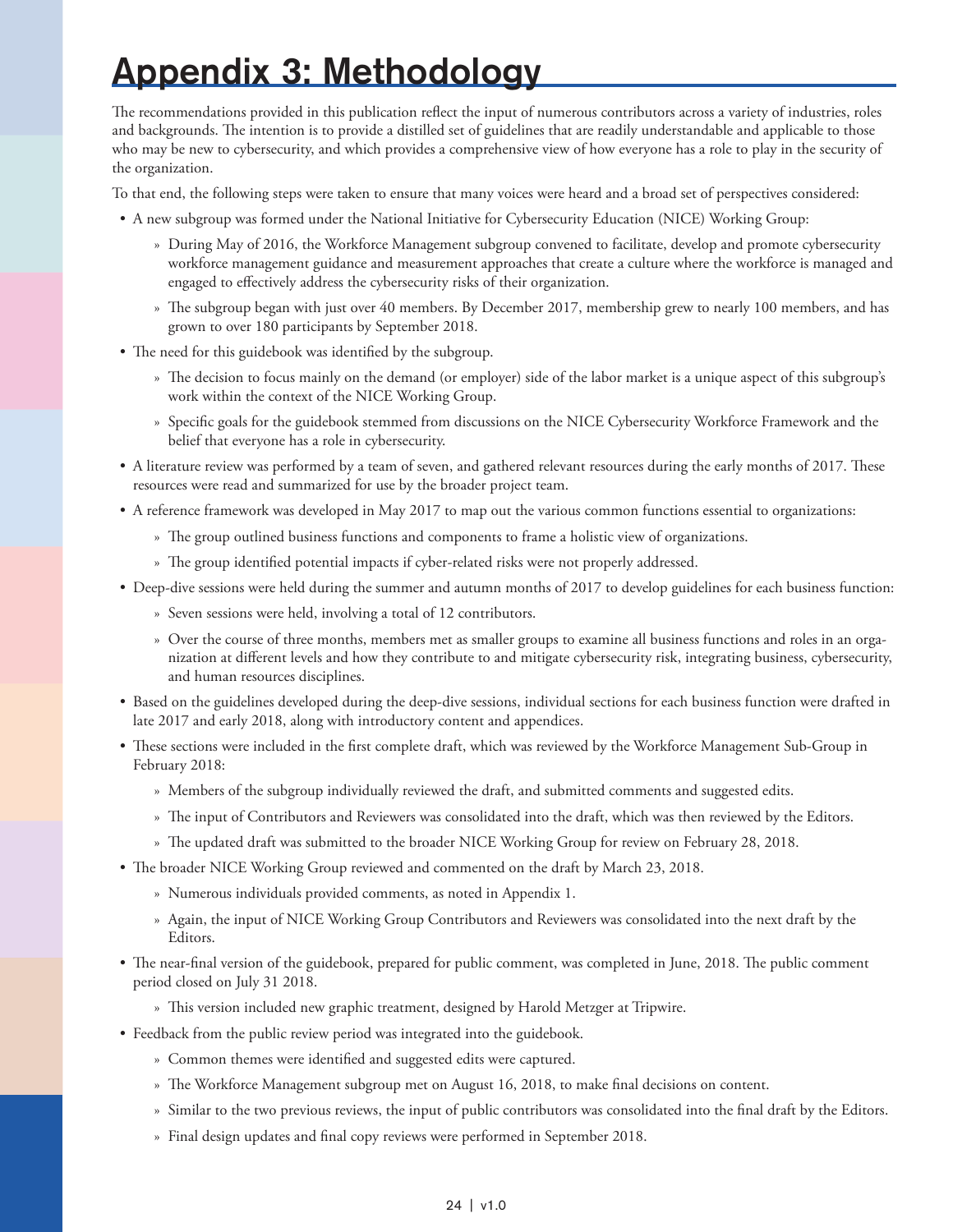# Appendix 3: Methodology

The recommendations provided in this publication reflect the input of numerous contributors across a variety of industries, roles and backgrounds. The intention is to provide a distilled set of guidelines that are readily understandable and applicable to those who may be new to cybersecurity, and which provides a comprehensive view of how everyone has a role to play in the security of the organization.

To that end, the following steps were taken to ensure that many voices were heard and a broad set of perspectives considered:

- A new subgroup was formed under the National Initiative for Cybersecurity Education (NICE) Working Group:
  - During May of 2016, the Workforce Management subgroup convened to facilitate, develop and promote cybersecurity workforce management guidance and measurement approaches that create a culture where the workforce is managed and engaged to effectively address the cybersecurity risks of their organization.
  - The subgroup began with just over 40 members. By December 2017, membership grew to nearly 100 members, and has grown to over 180 participants by September 2018.
- The need for this guidebook was identified by the subgroup.
  - The decision to focus mainly on the demand (or employer) side of the labor market is a unique aspect of this subgroup's work within the context of the NICE Working Group.
  - Specific goals for the guidebook stemmed from discussions on the NICE Cybersecurity Workforce Framework and the belief that everyone has a role in cybersecurity.
- A literature review was performed by a team of seven, and gathered relevant resources during the early months of 2017. These resources were read and summarized for use by the broader project team.
- A reference framework was developed in May 2017 to map out the various common functions essential to organizations:
  - The group outlined business functions and components to frame a holistic view of organizations.
  - The group identified potential impacts if cyber-related risks were not properly addressed.
- Deep-dive sessions were held during the summer and autumn months of 2017 to develop guidelines for each business function:
  - Seven sessions were held, involving a total of 12 contributors.
  - Over the course of three months, members met as smaller groups to examine all business functions and roles in an organization at different levels and how they contribute to and mitigate cybersecurity risk, integrating business, cybersecurity, and human resources disciplines.
- Based on the guidelines developed during the deep-dive sessions, individual sections for each business function were drafted in late 2017 and early 2018, along with introductory content and appendices.
- These sections were included in the first complete draft, which was reviewed by the Workforce Management Sub-Group in February 2018:
  - Members of the subgroup individually reviewed the draft, and submitted comments and suggested edits.
  - The input of Contributors and Reviewers was consolidated into the draft, which was then reviewed by the Editors.
  - The updated draft was submitted to the broader NICE Working Group for review on February 28, 2018.
- The broader NICE Working Group reviewed and commented on the draft by March 23, 2018.
  - Numerous individuals provided comments, as noted in Appendix 1.
  - Again, the input of NICE Working Group Contributors and Reviewers was consolidated into the next draft by the Editors.
- The near-final version of the guidebook, prepared for public comment, was completed in June, 2018. The public comment period closed on July 31 2018.
  - This version included new graphic treatment, designed by Harold Metzger at Tripwire.
- Feedback from the public review period was integrated into the guidebook.
  - Common themes were identified and suggested edits were captured.
  - The Workforce Management subgroup met on August 16, 2018, to make final decisions on content.
  - Similar to the two previous reviews, the input of public contributors was consolidated into the final draft by the Editors.
  - Final design updates and final copy reviews were performed in September 2018.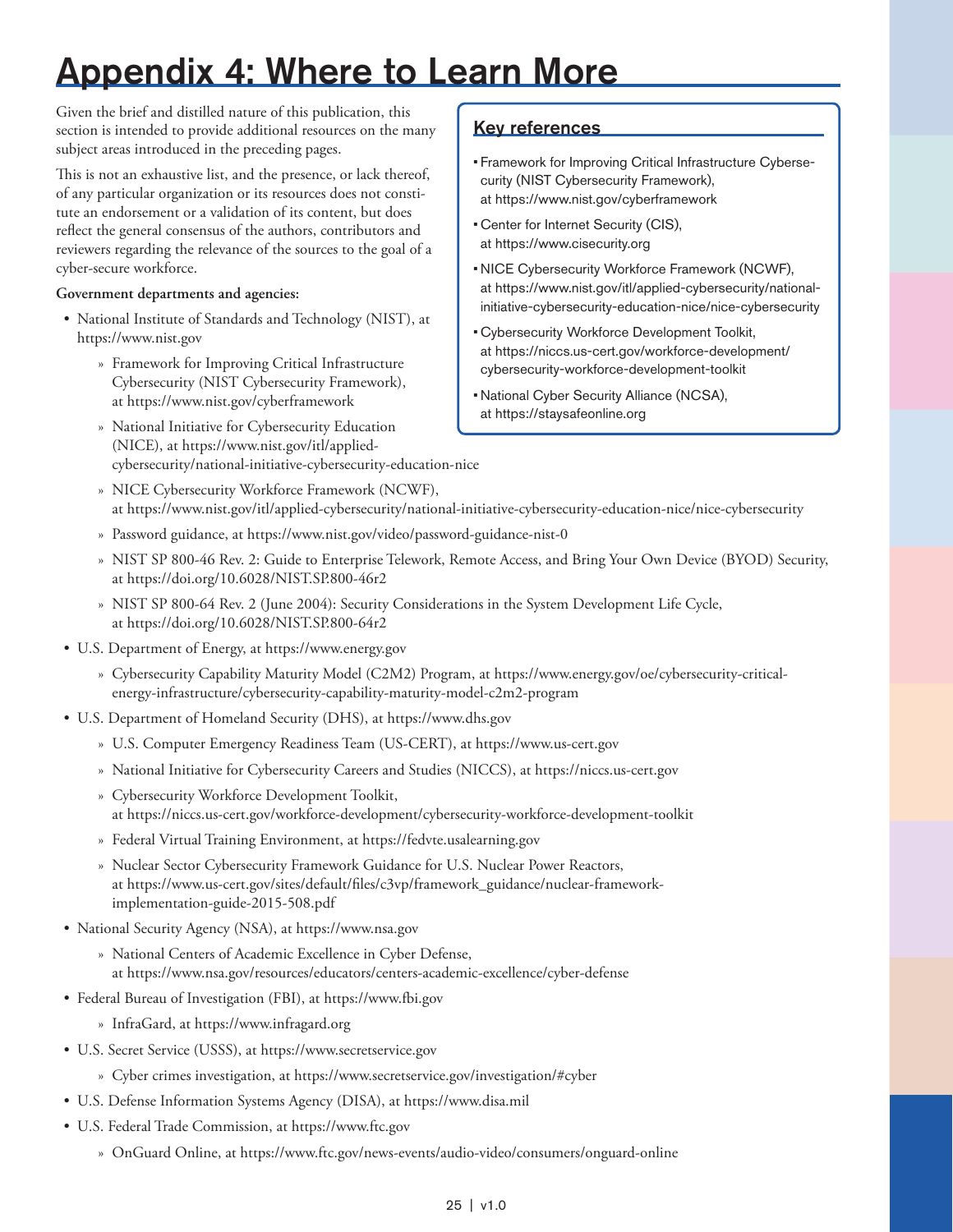# Appendix 4: Where to Learn More

Given the brief and distilled nature of this publication, this section is intended to provide additional resources on the many subject areas introduced in the preceding pages.

This is not an exhaustive list, and the presence, or lack thereof, of any particular organization or its resources does not constitute an endorsement or a validation of its content, but does reflect the general consensus of the authors, contributors and reviewers regarding the relevance of the sources to the goal of a cyber-secure workforce.

## Key references

- Framework for Improving Critical Infrastructure Cybersecurity (NIST Cybersecurity Framework), at https://www.nist.gov/cyberframework
- Center for Internet Security (CIS), at https://www.cisecurity.org
- NICE Cybersecurity Workforce Framework (NCWF), at https://www.nist.gov/itl/applied-cybersecurity/national-initiative-cybersecurity-education-nice/nice-cybersecurity
- Cybersecurity Workforce Development Toolkit, at https://niccs.us-cert.gov/workforce-development/cybersecurity-workforce-development-toolkit
- National Cyber Security Alliance (NCSA), at https://staysafeonline.org

**Government departments and agencies:**

- National Institute of Standards and Technology (NIST), at https://www.nist.gov
  - Framework for Improving Critical Infrastructure Cybersecurity (NIST Cybersecurity Framework), at https://www.nist.gov/cyberframework
  - National Initiative for Cybersecurity Education (NICE), at https://www.nist.gov/itl/applied-cybersecurity/national-initiative-cybersecurity-education-nice
  - NICE Cybersecurity Workforce Framework (NCWF), at https://www.nist.gov/itl/applied-cybersecurity/national-initiative-cybersecurity-education-nice/nice-cybersecurity
  - Password guidance, at https://www.nist.gov/video/password-guidance-nist-0
  - NIST SP 800-46 Rev. 2: Guide to Enterprise Telework, Remote Access, and Bring Your Own Device (BYOD) Security, at https://doi.org/10.6028/NIST.SP.800-46r2
  - NIST SP 800-64 Rev. 2 (June 2004): Security Considerations in the System Development Life Cycle, at https://doi.org/10.6028/NIST.SP.800-64r2
- U.S. Department of Energy, at https://www.energy.gov
  - Cybersecurity Capability Maturity Model (C2M2) Program, at https://www.energy.gov/oe/cybersecurity-critical-energy-infrastructure/cybersecurity-capability-maturity-model-c2m2-program
- U.S. Department of Homeland Security (DHS), at https://www.dhs.gov
  - U.S. Computer Emergency Readiness Team (US-CERT), at https://www.us-cert.gov
  - National Initiative for Cybersecurity Careers and Studies (NICCS), at https://niccs.us-cert.gov
  - Cybersecurity Workforce Development Toolkit, at https://niccs.us-cert.gov/workforce-development/cybersecurity-workforce-development-toolkit
  - Federal Virtual Training Environment, at https://fedvte.usalearning.gov
  - Nuclear Sector Cybersecurity Framework Guidance for U.S. Nuclear Power Reactors, at https://www.us-cert.gov/sites/default/files/c3vp/framework_guidance/nuclear-framework-implementation-guide-2015-508.pdf
- National Security Agency (NSA), at https://www.nsa.gov
  - National Centers of Academic Excellence in Cyber Defense, at https://www.nsa.gov/resources/educators/centers-academic-excellence/cyber-defense
- Federal Bureau of Investigation (FBI), at https://www.fbi.gov
  - InfraGard, at https://www.infragard.org
- U.S. Secret Service (USSS), at https://www.secretservice.gov
  - Cyber crimes investigation, at https://www.secretservice.gov/investigation/#cyber
- U.S. Defense Information Systems Agency (DISA), at https://www.disa.mil
- U.S. Federal Trade Commission, at https://www.ftc.gov
  - OnGuard Online, at https://www.ftc.gov/news-events/audio-video/consumers/onguard-online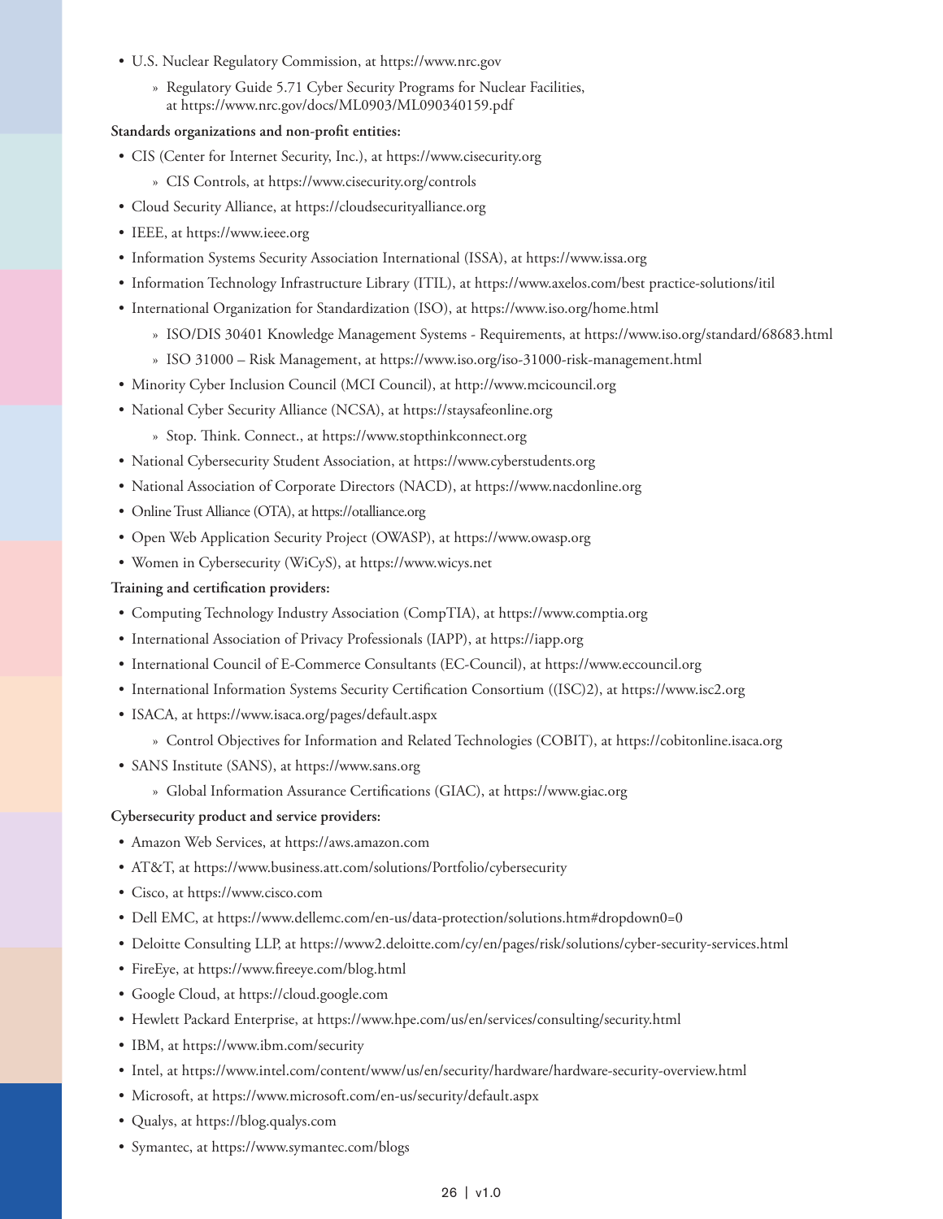- U.S. Nuclear Regulatory Commission, at https://www.nrc.gov
    - Regulatory Guide 5.71 Cyber Security Programs for Nuclear Facilities, at https://www.nrc.gov/docs/ML0903/ML090340159.pdf

**Standards organizations and non-profit entities:**

- CIS (Center for Internet Security, Inc.), at https://www.cisecurity.org
    - CIS Controls, at https://www.cisecurity.org/controls
- Cloud Security Alliance, at https://cloudsecurityalliance.org
- IEEE, at https://www.ieee.org
- Information Systems Security Association International (ISSA), at https://www.issa.org
- Information Technology Infrastructure Library (ITIL), at https://www.axelos.com/best practice-solutions/itil
- International Organization for Standardization (ISO), at https://www.iso.org/home.html
    - ISO/DIS 30401 Knowledge Management Systems - Requirements, at https://www.iso.org/standard/68683.html
    - ISO 31000 – Risk Management, at https://www.iso.org/iso-31000-risk-management.html
- Minority Cyber Inclusion Council (MCI Council), at http://www.mcicouncil.org
- National Cyber Security Alliance (NCSA), at https://staysafeonline.org
    - Stop. Think. Connect., at https://www.stopthinkconnect.org
- National Cybersecurity Student Association, at https://www.cyberstudents.org
- National Association of Corporate Directors (NACD), at https://www.nacdonline.org
- Online Trust Alliance (OTA), at https://otalliance.org
- Open Web Application Security Project (OWASP), at https://www.owasp.org
- Women in Cybersecurity (WiCyS), at https://www.wicys.net

**Training and certification providers:**

- Computing Technology Industry Association (CompTIA), at https://www.comptia.org
- International Association of Privacy Professionals (IAPP), at https://iapp.org
- International Council of E-Commerce Consultants (EC-Council), at https://www.eccouncil.org
- International Information Systems Security Certification Consortium ((ISC)2), at https://www.isc2.org
- ISACA, at https://www.isaca.org/pages/default.aspx
    - Control Objectives for Information and Related Technologies (COBIT), at https://cobitonline.isaca.org
- SANS Institute (SANS), at https://www.sans.org
    - Global Information Assurance Certifications (GIAC), at https://www.giac.org

**Cybersecurity product and service providers:**

- Amazon Web Services, at https://aws.amazon.com
- AT&T, at https://www.business.att.com/solutions/Portfolio/cybersecurity
- Cisco, at https://www.cisco.com
- Dell EMC, at https://www.dellemc.com/en-us/data-protection/solutions.htm#dropdown0=0
- Deloitte Consulting LLP, at https://www2.deloitte.com/cy/en/pages/risk/solutions/cyber-security-services.html
- FireEye, at https://www.fireeye.com/blog.html
- Google Cloud, at https://cloud.google.com
- Hewlett Packard Enterprise, at https://www.hpe.com/us/en/services/consulting/security.html
- IBM, at https://www.ibm.com/security
- Intel, at https://www.intel.com/content/www/us/en/security/hardware/hardware-security-overview.html
- Microsoft, at https://www.microsoft.com/en-us/security/default.aspx
- Qualys, at https://blog.qualys.com
- Symantec, at https://www.symantec.com/blogs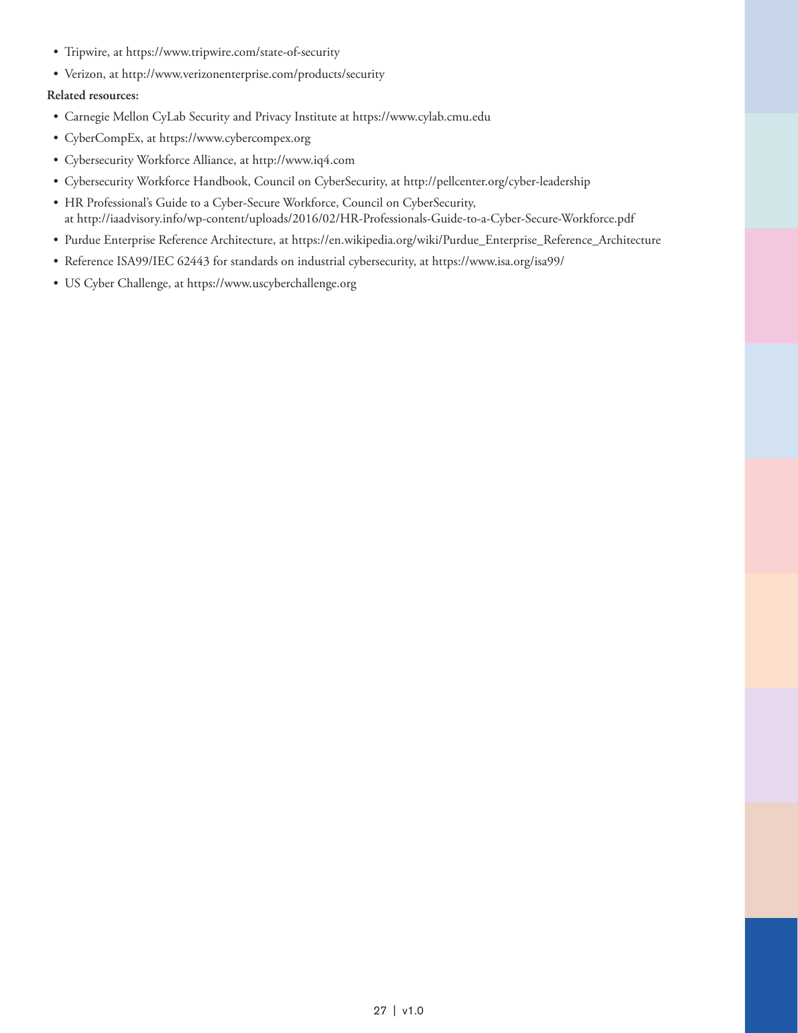- Tripwire, at https://www.tripwire.com/state-of-security
- Verizon, at http://www.verizonenterprise.com/products/security

**Related resources:**

- Carnegie Mellon CyLab Security and Privacy Institute at https://www.cylab.cmu.edu
- CyberCompEx, at https://www.cybercompex.org
- Cybersecurity Workforce Alliance, at http://www.iq4.com
- Cybersecurity Workforce Handbook, Council on CyberSecurity, at http://pellcenter.org/cyber-leadership
- HR Professional's Guide to a Cyber-Secure Workforce, Council on CyberSecurity, at http://iaadvisory.info/wp-content/uploads/2016/02/HR-Professionals-Guide-to-a-Cyber-Secure-Workforce.pdf
- Purdue Enterprise Reference Architecture, at https://en.wikipedia.org/wiki/Purdue_Enterprise_Reference_Architecture
- Reference ISA99/IEC 62443 for standards on industrial cybersecurity, at https://www.isa.org/isa99/
- US Cyber Challenge, at https://www.uscyberchallenge.org